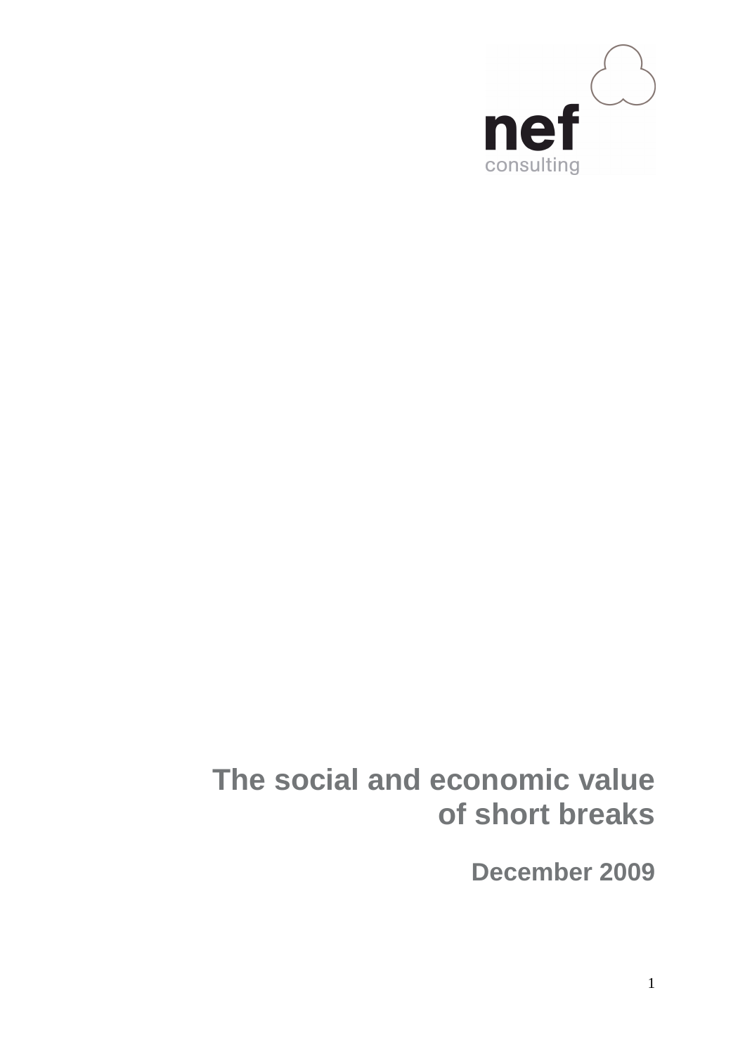nef consulting

# The social and economic value of short breaks

**December 2009**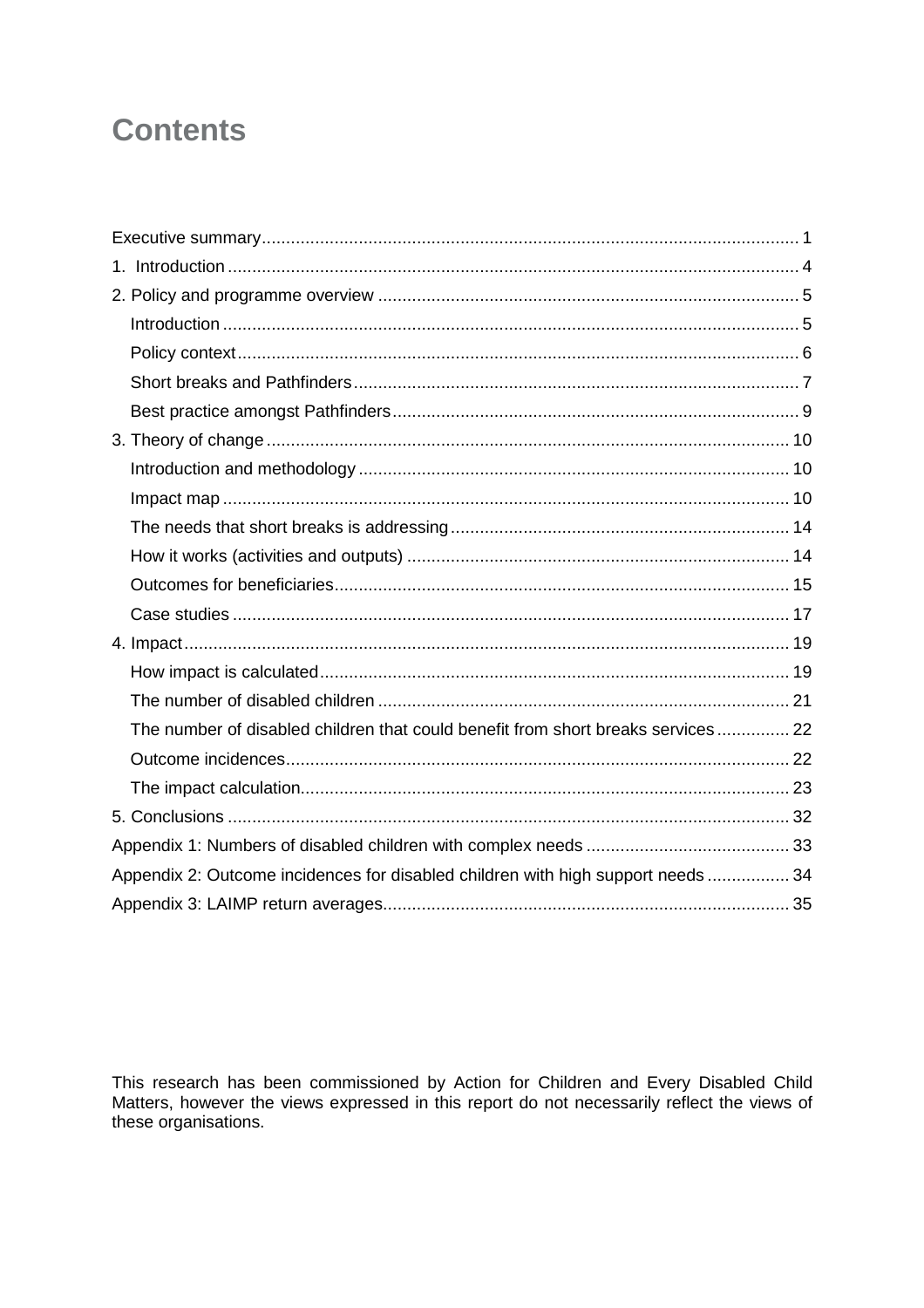# Contents

Executive summary .......... 1
1. Introduction .......... 4
2. Policy and programme overview .......... 5
  Introduction .......... 5
  Policy context .......... 6
  Short breaks and Pathfinders .......... 7
  Best practice amongst Pathfinders .......... 9
3. Theory of change .......... 10
  Introduction and methodology .......... 10
  Impact map .......... 10
  The needs that short breaks is addressing .......... 14
  How it works (activities and outputs) .......... 14
  Outcomes for beneficiaries .......... 15
  Case studies .......... 17
4. Impact .......... 19
  How impact is calculated .......... 19
  The number of disabled children .......... 21
  The number of disabled children that could benefit from short breaks services .......... 22
  Outcome incidences .......... 22
  The impact calculation .......... 23
5. Conclusions .......... 32
Appendix 1: Numbers of disabled children with complex needs .......... 33
Appendix 2: Outcome incidences for disabled children with high support needs .......... 34
Appendix 3: LAIMP return averages .......... 35

This research has been commissioned by Action for Children and Every Disabled Child Matters, however the views expressed in this report do not necessarily reflect the views of these organisations.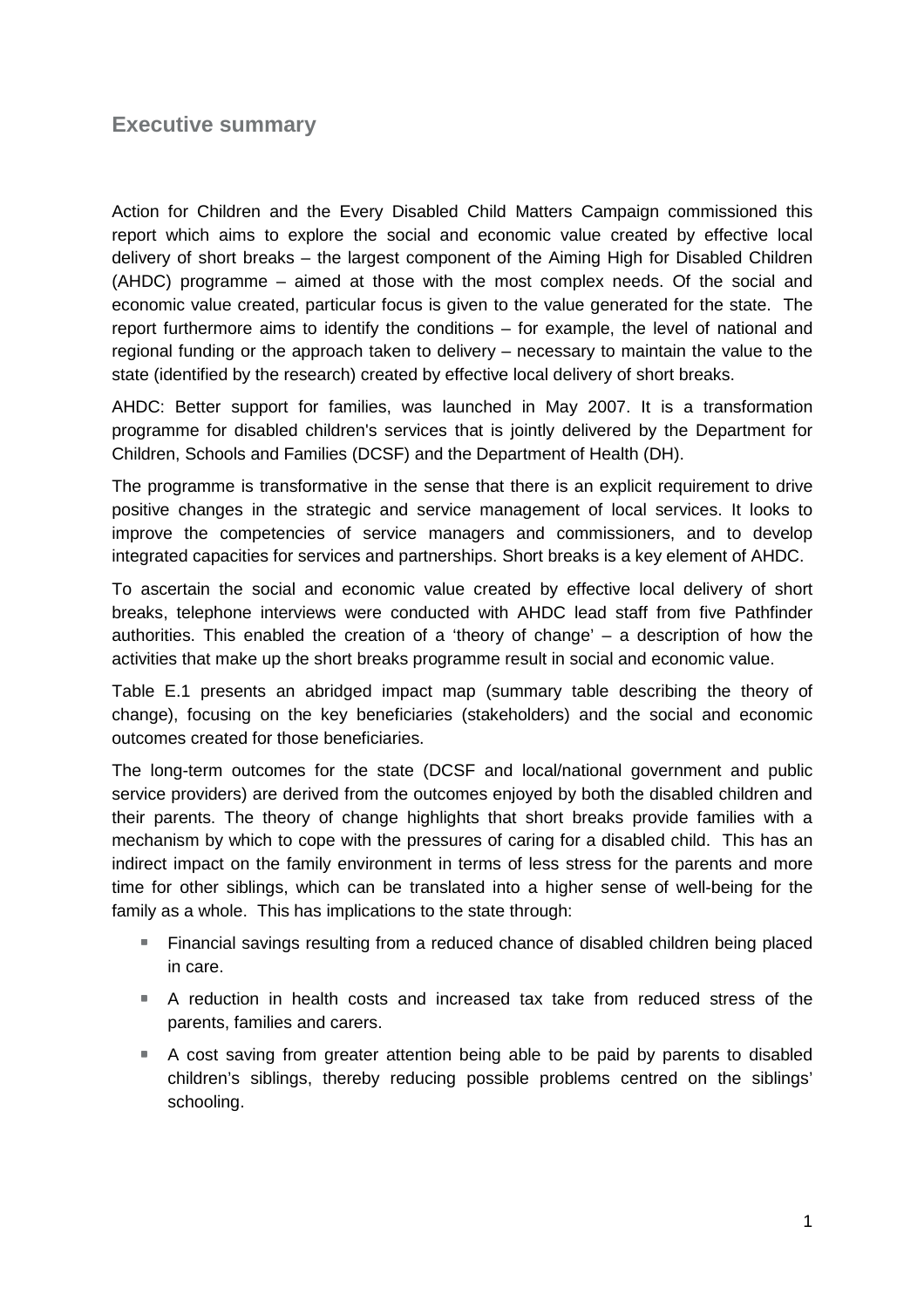## Executive summary

Action for Children and the Every Disabled Child Matters Campaign commissioned this report which aims to explore the social and economic value created by effective local delivery of short breaks – the largest component of the Aiming High for Disabled Children (AHDC) programme – aimed at those with the most complex needs. Of the social and economic value created, particular focus is given to the value generated for the state. The report furthermore aims to identify the conditions – for example, the level of national and regional funding or the approach taken to delivery – necessary to maintain the value to the state (identified by the research) created by effective local delivery of short breaks.

AHDC: Better support for families, was launched in May 2007. It is a transformation programme for disabled children's services that is jointly delivered by the Department for Children, Schools and Families (DCSF) and the Department of Health (DH).

The programme is transformative in the sense that there is an explicit requirement to drive positive changes in the strategic and service management of local services. It looks to improve the competencies of service managers and commissioners, and to develop integrated capacities for services and partnerships. Short breaks is a key element of AHDC.

To ascertain the social and economic value created by effective local delivery of short breaks, telephone interviews were conducted with AHDC lead staff from five Pathfinder authorities. This enabled the creation of a 'theory of change' – a description of how the activities that make up the short breaks programme result in social and economic value.

Table E.1 presents an abridged impact map (summary table describing the theory of change), focusing on the key beneficiaries (stakeholders) and the social and economic outcomes created for those beneficiaries.

The long-term outcomes for the state (DCSF and local/national government and public service providers) are derived from the outcomes enjoyed by both the disabled children and their parents. The theory of change highlights that short breaks provide families with a mechanism by which to cope with the pressures of caring for a disabled child. This has an indirect impact on the family environment in terms of less stress for the parents and more time for other siblings, which can be translated into a higher sense of well-being for the family as a whole. This has implications to the state through:

- Financial savings resulting from a reduced chance of disabled children being placed in care.
- A reduction in health costs and increased tax take from reduced stress of the parents, families and carers.
- A cost saving from greater attention being able to be paid by parents to disabled children's siblings, thereby reducing possible problems centred on the siblings' schooling.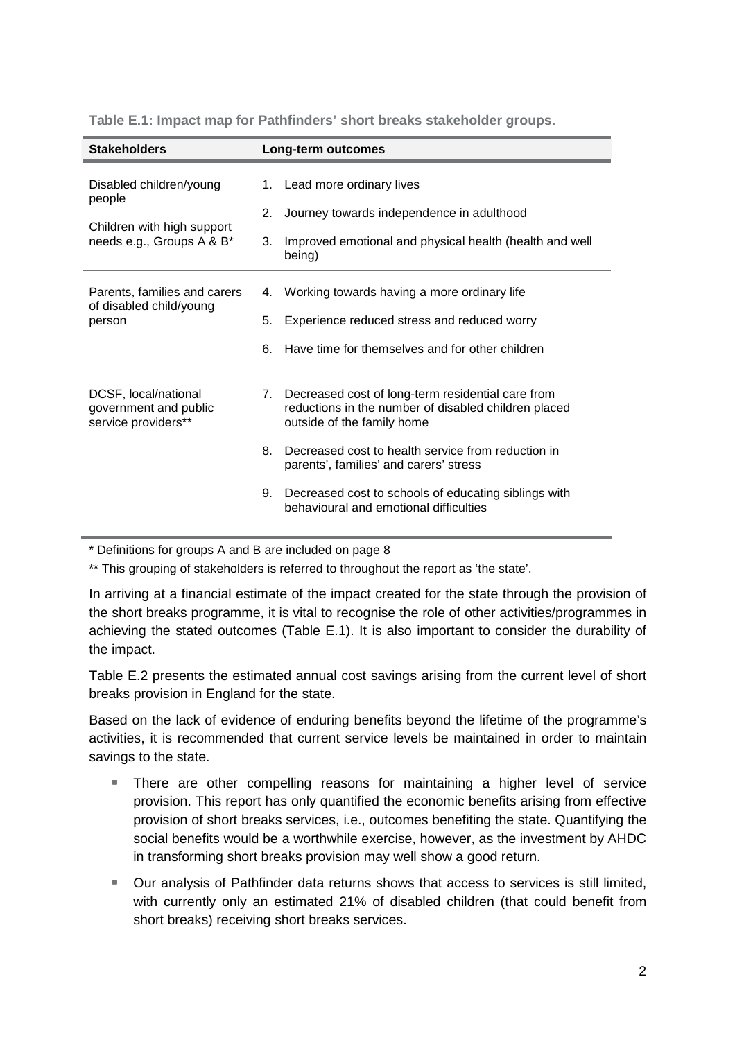**Table E.1: Impact map for Pathfinders' short breaks stakeholder groups.**

| Stakeholders | Long-term outcomes |
|---|---|
| Disabled children/young people<br><br>Children with high support needs e.g., Groups A & B* | 1. Lead more ordinary lives<br>2. Journey towards independence in adulthood<br>3. Improved emotional and physical health (health and well being) |
| Parents, families and carers of disabled child/young person | 4. Working towards having a more ordinary life<br>5. Experience reduced stress and reduced worry<br>6. Have time for themselves and for other children |
| DCSF, local/national government and public service providers** | 7. Decreased cost of long-term residential care from reductions in the number of disabled children placed outside of the family home<br>8. Decreased cost to health service from reduction in parents', families' and carers' stress<br>9. Decreased cost to schools of educating siblings with behavioural and emotional difficulties |

\* Definitions for groups A and B are included on page 8

\*\* This grouping of stakeholders is referred to throughout the report as 'the state'.

In arriving at a financial estimate of the impact created for the state through the provision of the short breaks programme, it is vital to recognise the role of other activities/programmes in achieving the stated outcomes (Table E.1). It is also important to consider the durability of the impact.

Table E.2 presents the estimated annual cost savings arising from the current level of short breaks provision in England for the state.

Based on the lack of evidence of enduring benefits beyond the lifetime of the programme's activities, it is recommended that current service levels be maintained in order to maintain savings to the state.

- There are other compelling reasons for maintaining a higher level of service provision. This report has only quantified the economic benefits arising from effective provision of short breaks services, i.e., outcomes benefiting the state. Quantifying the social benefits would be a worthwhile exercise, however, as the investment by AHDC in transforming short breaks provision may well show a good return.
- Our analysis of Pathfinder data returns shows that access to services is still limited, with currently only an estimated 21% of disabled children (that could benefit from short breaks) receiving short breaks services.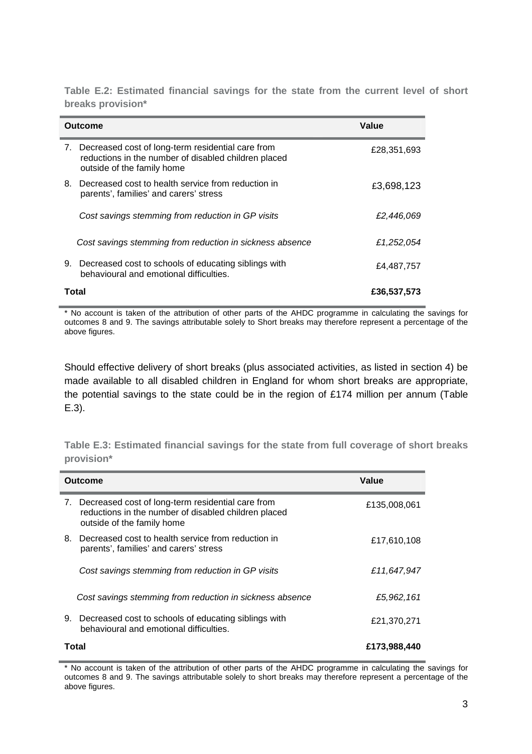**Table E.2: Estimated financial savings for the state from the current level of short breaks provision***

| Outcome | Value |
| --- | --- |
| 7. Decreased cost of long-term residential care from reductions in the number of disabled children placed outside of the family home | £28,351,693 |
| 8. Decreased cost to health service from reduction in parents', families' and carers' stress | £3,698,123 |
| *Cost savings stemming from reduction in GP visits* | *£2,446,069* |
| *Cost savings stemming from reduction in sickness absence* | *£1,252,054* |
| 9. Decreased cost to schools of educating siblings with behavioural and emotional difficulties. | £4,487,757 |
| **Total** | **£36,537,573** |

\* No account is taken of the attribution of other parts of the AHDC programme in calculating the savings for outcomes 8 and 9. The savings attributable solely to Short breaks may therefore represent a percentage of the above figures.

Should effective delivery of short breaks (plus associated activities, as listed in section 4) be made available to all disabled children in England for whom short breaks are appropriate, the potential savings to the state could be in the region of £174 million per annum (Table E.3).

**Table E.3: Estimated financial savings for the state from full coverage of short breaks provision***

| Outcome | Value |
| --- | --- |
| 7. Decreased cost of long-term residential care from reductions in the number of disabled children placed outside of the family home | £135,008,061 |
| 8. Decreased cost to health service from reduction in parents', families' and carers' stress | £17,610,108 |
| *Cost savings stemming from reduction in GP visits* | *£11,647,947* |
| *Cost savings stemming from reduction in sickness absence* | *£5,962,161* |
| 9. Decreased cost to schools of educating siblings with behavioural and emotional difficulties. | £21,370,271 |
| **Total** | **£173,988,440** |

\* No account is taken of the attribution of other parts of the AHDC programme in calculating the savings for outcomes 8 and 9. The savings attributable solely to short breaks may therefore represent a percentage of the above figures.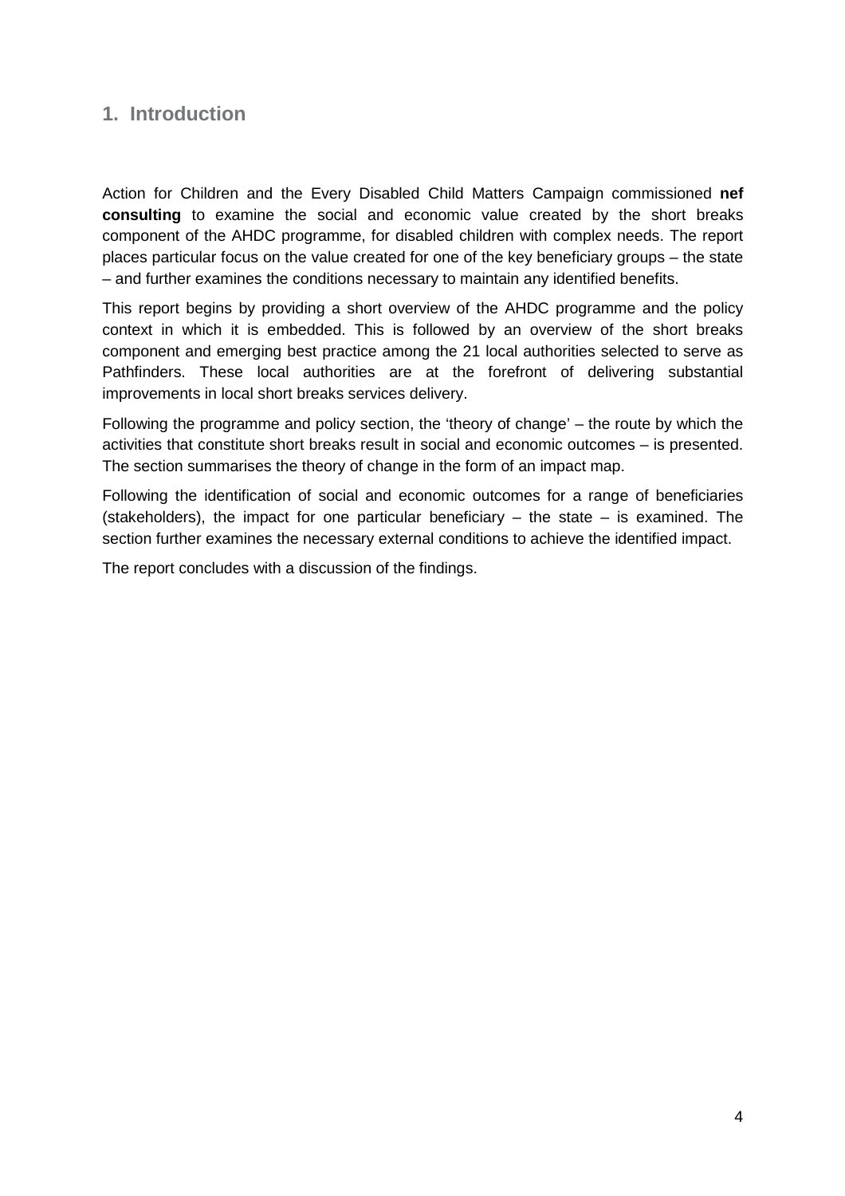# 1. Introduction

Action for Children and the Every Disabled Child Matters Campaign commissioned **nef consulting** to examine the social and economic value created by the short breaks component of the AHDC programme, for disabled children with complex needs. The report places particular focus on the value created for one of the key beneficiary groups – the state – and further examines the conditions necessary to maintain any identified benefits.

This report begins by providing a short overview of the AHDC programme and the policy context in which it is embedded. This is followed by an overview of the short breaks component and emerging best practice among the 21 local authorities selected to serve as Pathfinders. These local authorities are at the forefront of delivering substantial improvements in local short breaks services delivery.

Following the programme and policy section, the 'theory of change' – the route by which the activities that constitute short breaks result in social and economic outcomes – is presented. The section summarises the theory of change in the form of an impact map.

Following the identification of social and economic outcomes for a range of beneficiaries (stakeholders), the impact for one particular beneficiary – the state – is examined. The section further examines the necessary external conditions to achieve the identified impact.

The report concludes with a discussion of the findings.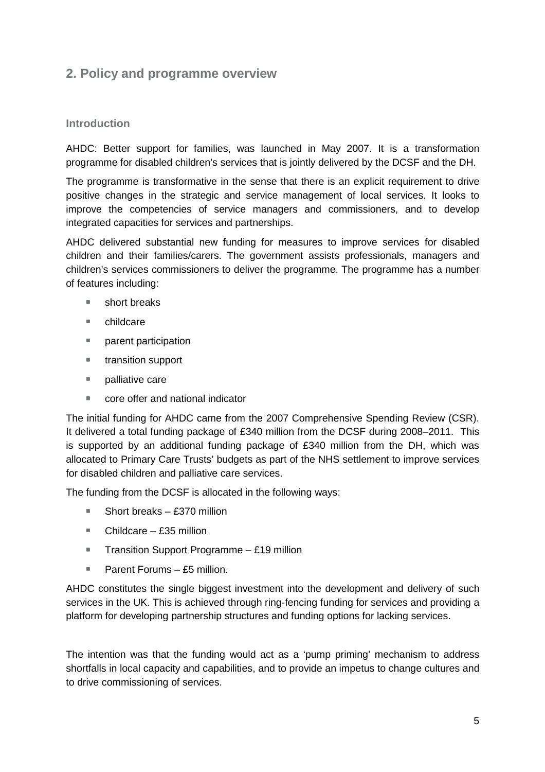## 2. Policy and programme overview

### Introduction

AHDC: Better support for families, was launched in May 2007. It is a transformation programme for disabled children's services that is jointly delivered by the DCSF and the DH.

The programme is transformative in the sense that there is an explicit requirement to drive positive changes in the strategic and service management of local services. It looks to improve the competencies of service managers and commissioners, and to develop integrated capacities for services and partnerships.

AHDC delivered substantial new funding for measures to improve services for disabled children and their families/carers. The government assists professionals, managers and children's services commissioners to deliver the programme. The programme has a number of features including:

- short breaks
- childcare
- parent participation
- transition support
- palliative care
- core offer and national indicator

The initial funding for AHDC came from the 2007 Comprehensive Spending Review (CSR). It delivered a total funding package of £340 million from the DCSF during 2008–2011. This is supported by an additional funding package of £340 million from the DH, which was allocated to Primary Care Trusts' budgets as part of the NHS settlement to improve services for disabled children and palliative care services.

The funding from the DCSF is allocated in the following ways:

- Short breaks – £370 million
- Childcare – £35 million
- Transition Support Programme – £19 million
- Parent Forums – £5 million.

AHDC constitutes the single biggest investment into the development and delivery of such services in the UK. This is achieved through ring-fencing funding for services and providing a platform for developing partnership structures and funding options for lacking services.

The intention was that the funding would act as a 'pump priming' mechanism to address shortfalls in local capacity and capabilities, and to provide an impetus to change cultures and to drive commissioning of services.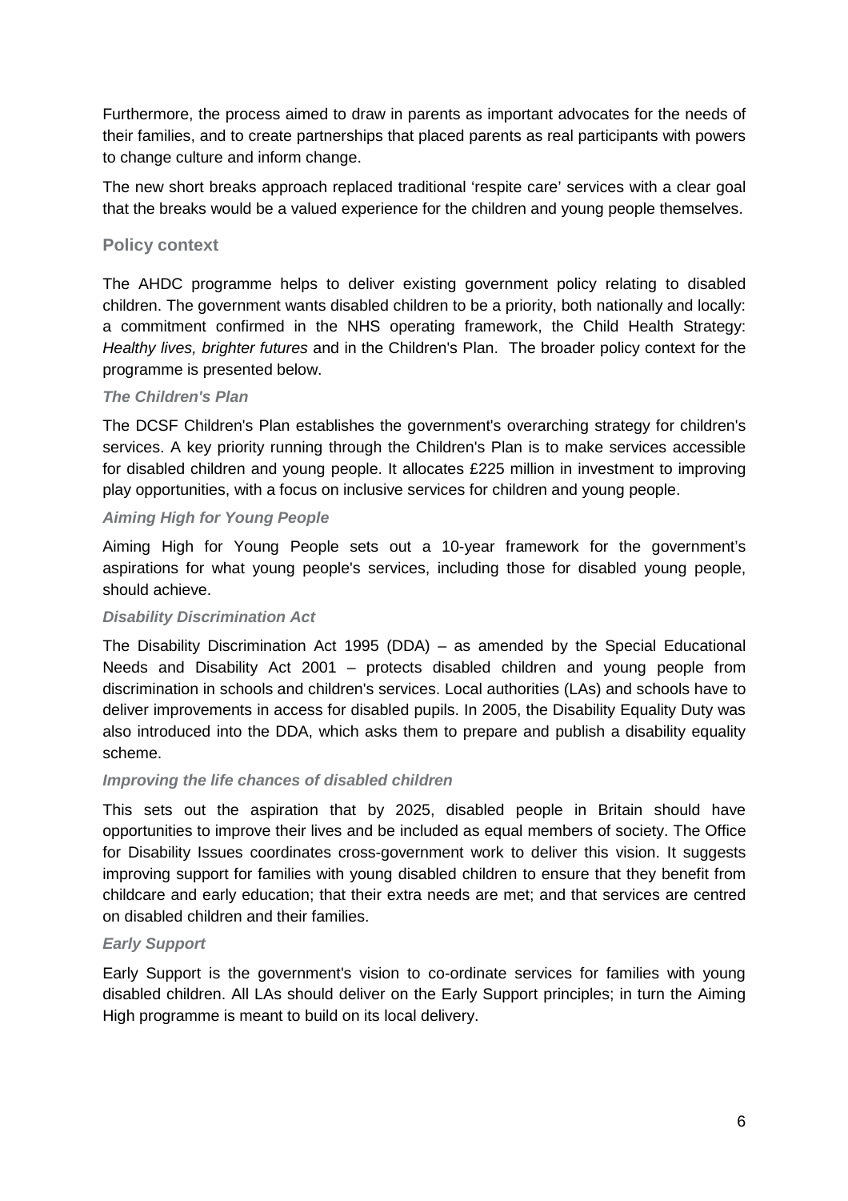Furthermore, the process aimed to draw in parents as important advocates for the needs of their families, and to create partnerships that placed parents as real participants with powers to change culture and inform change.

The new short breaks approach replaced traditional 'respite care' services with a clear goal that the breaks would be a valued experience for the children and young people themselves.

### Policy context

The AHDC programme helps to deliver existing government policy relating to disabled children. The government wants disabled children to be a priority, both nationally and locally: a commitment confirmed in the NHS operating framework, the Child Health Strategy: *Healthy lives, brighter futures* and in the Children's Plan. The broader policy context for the programme is presented below.

#### *The Children's Plan*

The DCSF Children's Plan establishes the government's overarching strategy for children's services. A key priority running through the Children's Plan is to make services accessible for disabled children and young people. It allocates £225 million in investment to improving play opportunities, with a focus on inclusive services for children and young people.

#### *Aiming High for Young People*

Aiming High for Young People sets out a 10-year framework for the government's aspirations for what young people's services, including those for disabled young people, should achieve.

#### *Disability Discrimination Act*

The Disability Discrimination Act 1995 (DDA) – as amended by the Special Educational Needs and Disability Act 2001 – protects disabled children and young people from discrimination in schools and children's services. Local authorities (LAs) and schools have to deliver improvements in access for disabled pupils. In 2005, the Disability Equality Duty was also introduced into the DDA, which asks them to prepare and publish a disability equality scheme.

#### *Improving the life chances of disabled children*

This sets out the aspiration that by 2025, disabled people in Britain should have opportunities to improve their lives and be included as equal members of society. The Office for Disability Issues coordinates cross-government work to deliver this vision. It suggests improving support for families with young disabled children to ensure that they benefit from childcare and early education; that their extra needs are met; and that services are centred on disabled children and their families.

#### *Early Support*

Early Support is the government's vision to co-ordinate services for families with young disabled children. All LAs should deliver on the Early Support principles; in turn the Aiming High programme is meant to build on its local delivery.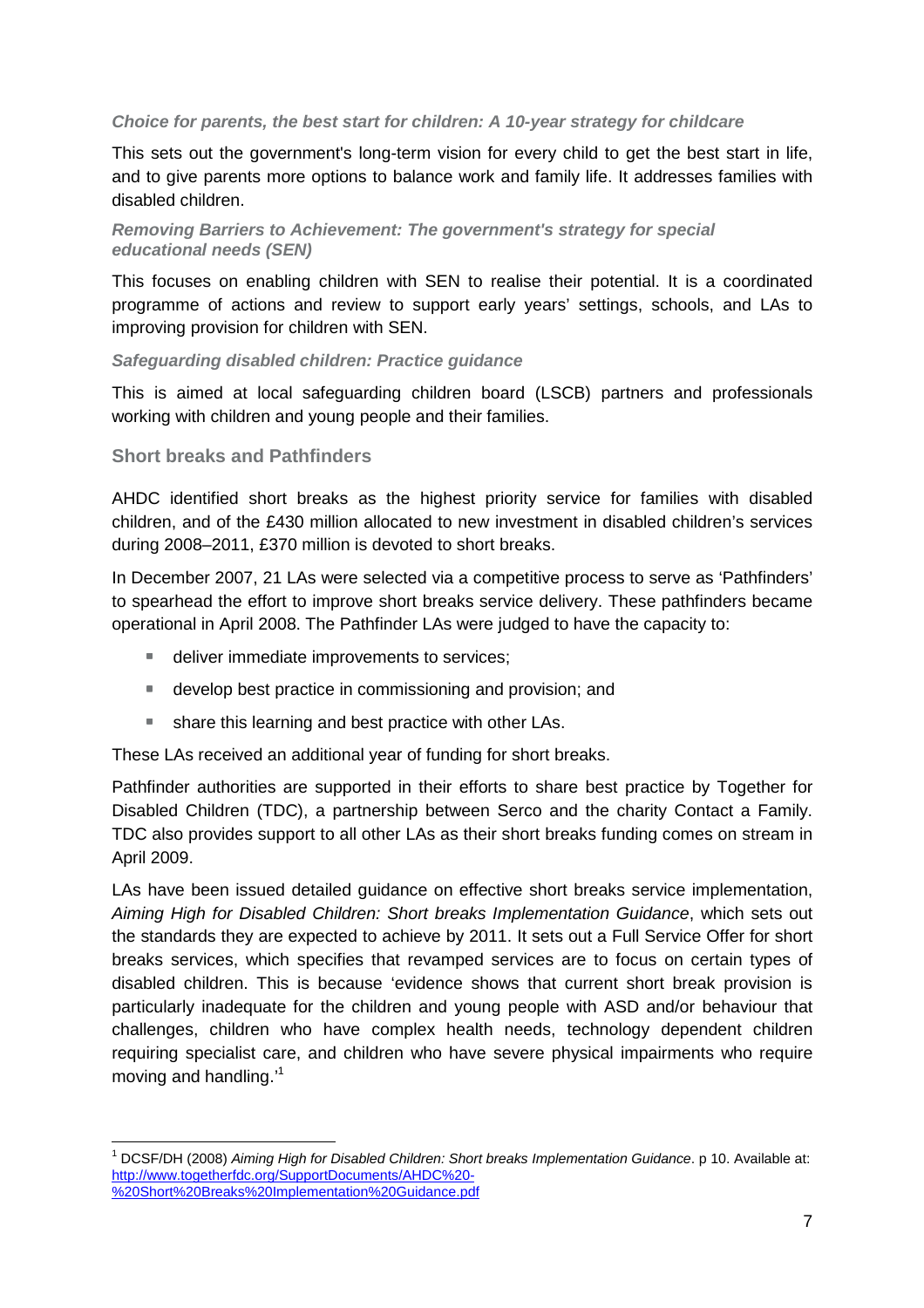*Choice for parents, the best start for children: A 10-year strategy for childcare*

This sets out the government's long-term vision for every child to get the best start in life, and to give parents more options to balance work and family life. It addresses families with disabled children.

*Removing Barriers to Achievement: The government's strategy for special educational needs (SEN)*

This focuses on enabling children with SEN to realise their potential. It is a coordinated programme of actions and review to support early years' settings, schools, and LAs to improving provision for children with SEN.

*Safeguarding disabled children: Practice guidance*

This is aimed at local safeguarding children board (LSCB) partners and professionals working with children and young people and their families.

### Short breaks and Pathfinders

AHDC identified short breaks as the highest priority service for families with disabled children, and of the £430 million allocated to new investment in disabled children's services during 2008–2011, £370 million is devoted to short breaks.

In December 2007, 21 LAs were selected via a competitive process to serve as 'Pathfinders' to spearhead the effort to improve short breaks service delivery. These pathfinders became operational in April 2008. The Pathfinder LAs were judged to have the capacity to:

- deliver immediate improvements to services;
- develop best practice in commissioning and provision; and
- share this learning and best practice with other LAs.

These LAs received an additional year of funding for short breaks.

Pathfinder authorities are supported in their efforts to share best practice by Together for Disabled Children (TDC), a partnership between Serco and the charity Contact a Family. TDC also provides support to all other LAs as their short breaks funding comes on stream in April 2009.

LAs have been issued detailed guidance on effective short breaks service implementation, *Aiming High for Disabled Children: Short breaks Implementation Guidance*, which sets out the standards they are expected to achieve by 2011. It sets out a Full Service Offer for short breaks services, which specifies that revamped services are to focus on certain types of disabled children. This is because 'evidence shows that current short break provision is particularly inadequate for the children and young people with ASD and/or behaviour that challenges, children who have complex health needs, technology dependent children requiring specialist care, and children who have severe physical impairments who require moving and handling.'[1]

[1] DCSF/DH (2008) *Aiming High for Disabled Children: Short breaks Implementation Guidance*. p 10. Available at: http://www.togetherfdc.org/SupportDocuments/AHDC%20-%20Short%20Breaks%20Implementation%20Guidance.pdf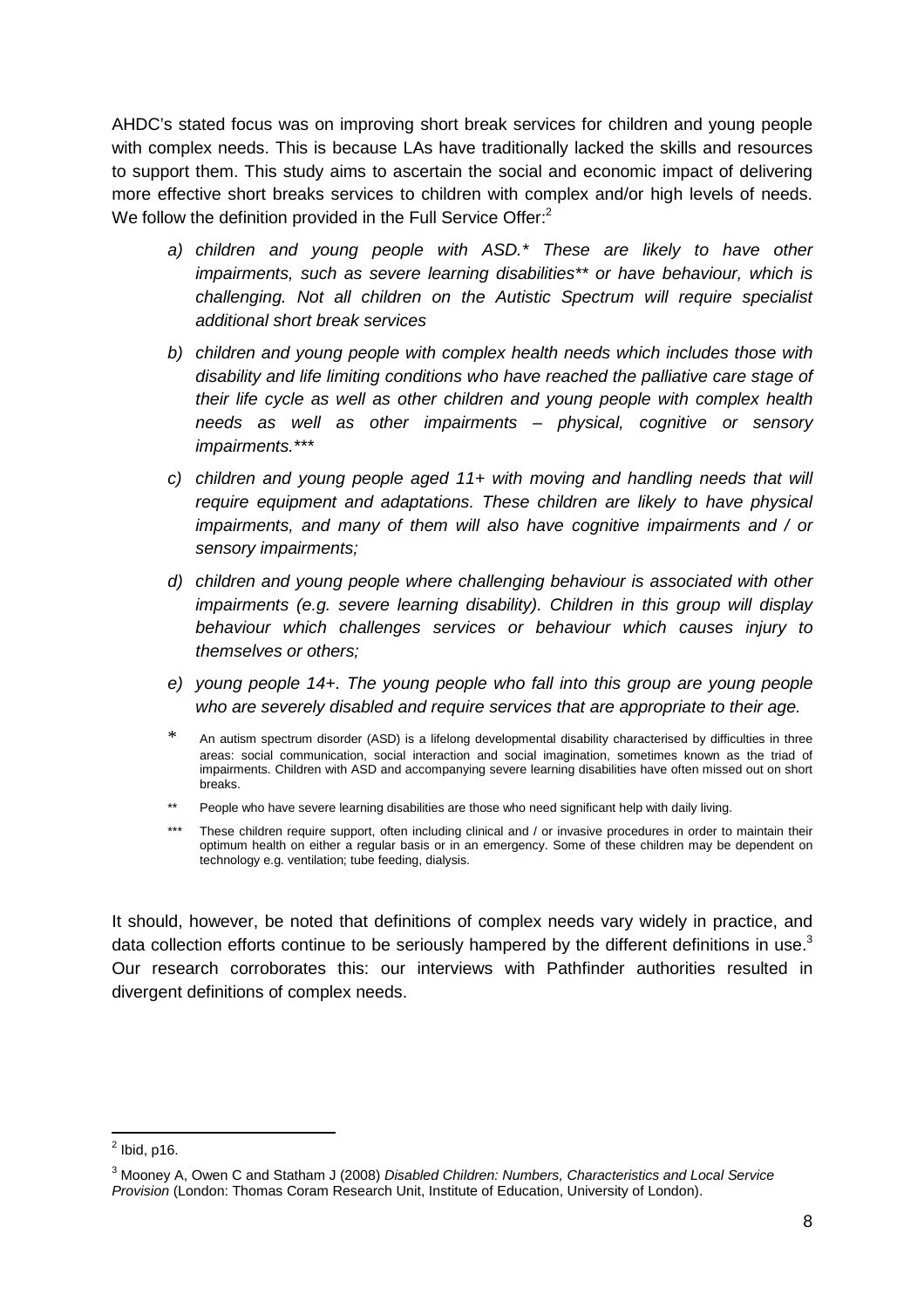AHDC's stated focus was on improving short break services for children and young people with complex needs. This is because LAs have traditionally lacked the skills and resources to support them. This study aims to ascertain the social and economic impact of delivering more effective short breaks services to children with complex and/or high levels of needs. We follow the definition provided in the Full Service Offer:[2]

a) *children and young people with ASD.\* These are likely to have other impairments, such as severe learning disabilities\*\* or have behaviour, which is challenging. Not all children on the Autistic Spectrum will require specialist additional short break services*

b) *children and young people with complex health needs which includes those with disability and life limiting conditions who have reached the palliative care stage of their life cycle as well as other children and young people with complex health needs as well as other impairments – physical, cognitive or sensory impairments.\*\*\**

c) *children and young people aged 11+ with moving and handling needs that will require equipment and adaptations. These children are likely to have physical impairments, and many of them will also have cognitive impairments and / or sensory impairments;*

d) *children and young people where challenging behaviour is associated with other impairments (e.g. severe learning disability). Children in this group will display behaviour which challenges services or behaviour which causes injury to themselves or others;*

e) *young people 14+. The young people who fall into this group are young people who are severely disabled and require services that are appropriate to their age.*

\* An autism spectrum disorder (ASD) is a lifelong developmental disability characterised by difficulties in three areas: social communication, social interaction and social imagination, sometimes known as the triad of impairments. Children with ASD and accompanying severe learning disabilities have often missed out on short breaks.

\*\* People who have severe learning disabilities are those who need significant help with daily living.

\*\*\* These children require support, often including clinical and / or invasive procedures in order to maintain their optimum health on either a regular basis or in an emergency. Some of these children may be dependent on technology e.g. ventilation; tube feeding, dialysis.

It should, however, be noted that definitions of complex needs vary widely in practice, and data collection efforts continue to be seriously hampered by the different definitions in use.[3] Our research corroborates this: our interviews with Pathfinder authorities resulted in divergent definitions of complex needs.

[2] Ibid, p16.

[3] Mooney A, Owen C and Statham J (2008) *Disabled Children: Numbers, Characteristics and Local Service Provision* (London: Thomas Coram Research Unit, Institute of Education, University of London).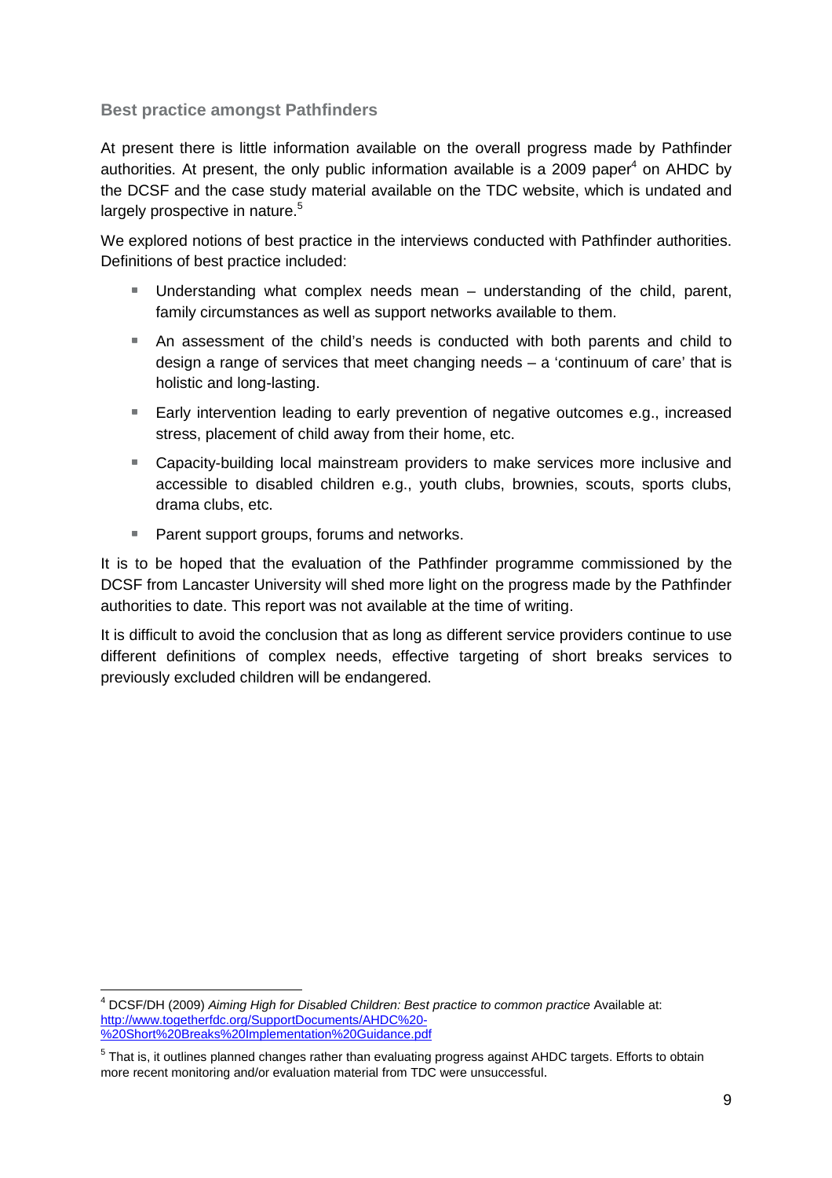### Best practice amongst Pathfinders

At present there is little information available on the overall progress made by Pathfinder authorities. At present, the only public information available is a 2009 paper[4] on AHDC by the DCSF and the case study material available on the TDC website, which is undated and largely prospective in nature.[5]

We explored notions of best practice in the interviews conducted with Pathfinder authorities. Definitions of best practice included:

- Understanding what complex needs mean – understanding of the child, parent, family circumstances as well as support networks available to them.
- An assessment of the child's needs is conducted with both parents and child to design a range of services that meet changing needs – a 'continuum of care' that is holistic and long-lasting.
- Early intervention leading to early prevention of negative outcomes e.g., increased stress, placement of child away from their home, etc.
- Capacity-building local mainstream providers to make services more inclusive and accessible to disabled children e.g., youth clubs, brownies, scouts, sports clubs, drama clubs, etc.
- Parent support groups, forums and networks.

It is to be hoped that the evaluation of the Pathfinder programme commissioned by the DCSF from Lancaster University will shed more light on the progress made by the Pathfinder authorities to date. This report was not available at the time of writing.

It is difficult to avoid the conclusion that as long as different service providers continue to use different definitions of complex needs, effective targeting of short breaks services to previously excluded children will be endangered.

---

[4] DCSF/DH (2009) *Aiming High for Disabled Children: Best practice to common practice* Available at: http://www.togetherfdc.org/SupportDocuments/AHDC%20-%20Short%20Breaks%20Implementation%20Guidance.pdf

[5] That is, it outlines planned changes rather than evaluating progress against AHDC targets. Efforts to obtain more recent monitoring and/or evaluation material from TDC were unsuccessful.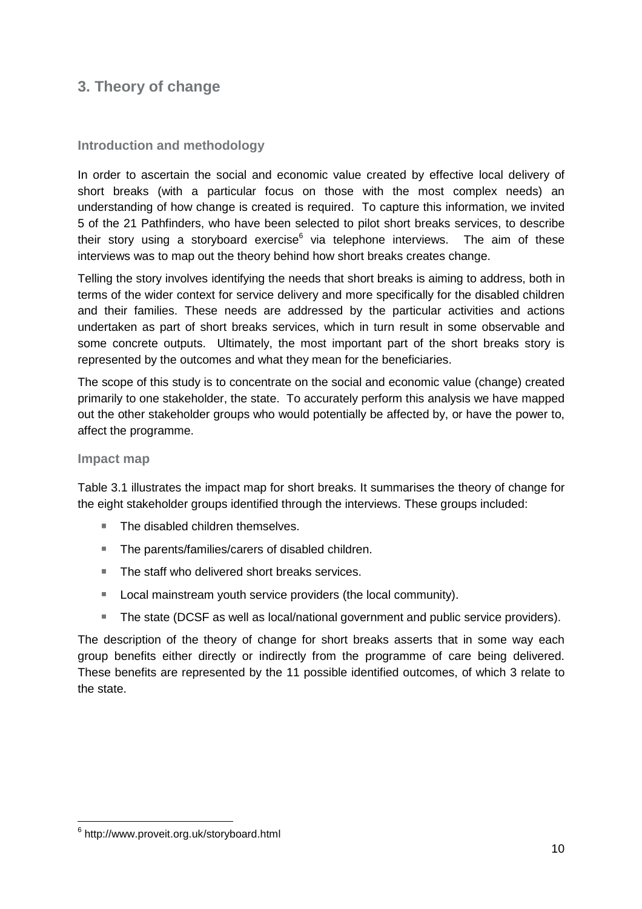## 3. Theory of change

### Introduction and methodology

In order to ascertain the social and economic value created by effective local delivery of short breaks (with a particular focus on those with the most complex needs) an understanding of how change is created is required. To capture this information, we invited 5 of the 21 Pathfinders, who have been selected to pilot short breaks services, to describe their story using a storyboard exercise[6] via telephone interviews. The aim of these interviews was to map out the theory behind how short breaks creates change.

Telling the story involves identifying the needs that short breaks is aiming to address, both in terms of the wider context for service delivery and more specifically for the disabled children and their families. These needs are addressed by the particular activities and actions undertaken as part of short breaks services, which in turn result in some observable and some concrete outputs. Ultimately, the most important part of the short breaks story is represented by the outcomes and what they mean for the beneficiaries.

The scope of this study is to concentrate on the social and economic value (change) created primarily to one stakeholder, the state. To accurately perform this analysis we have mapped out the other stakeholder groups who would potentially be affected by, or have the power to, affect the programme.

### Impact map

Table 3.1 illustrates the impact map for short breaks. It summarises the theory of change for the eight stakeholder groups identified through the interviews. These groups included:

- The disabled children themselves.
- The parents/families/carers of disabled children.
- The staff who delivered short breaks services.
- Local mainstream youth service providers (the local community).
- The state (DCSF as well as local/national government and public service providers).

The description of the theory of change for short breaks asserts that in some way each group benefits either directly or indirectly from the programme of care being delivered. These benefits are represented by the 11 possible identified outcomes, of which 3 relate to the state.

[6] http://www.proveit.org.uk/storyboard.html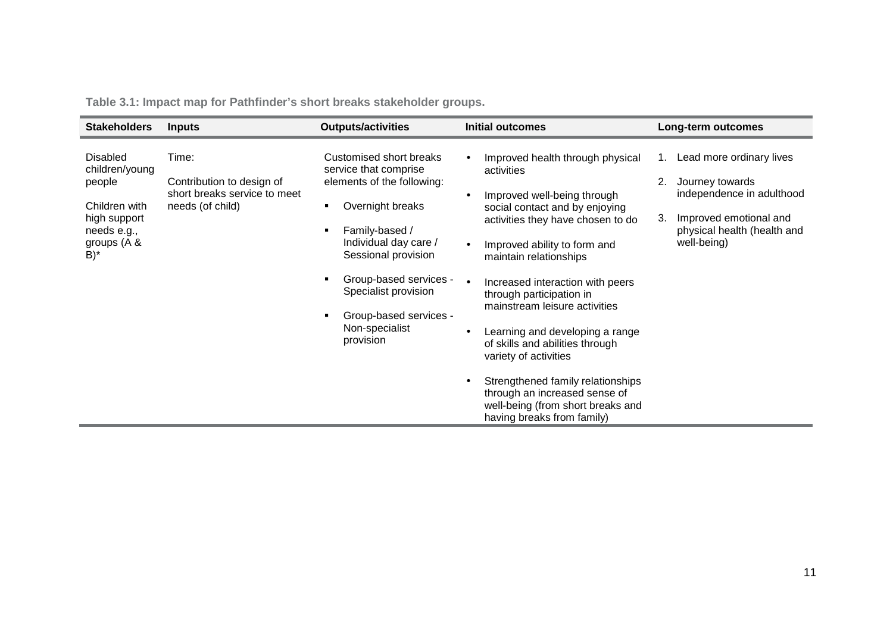**Table 3.1: Impact map for Pathfinder's short breaks stakeholder groups.**

| Stakeholders | Inputs | Outputs/activities | Initial outcomes | Long-term outcomes |
|---|---|---|---|---|
| Disabled children/young people<br><br>Children with high support needs e.g., groups (A & B)* | Time:<br><br>Contribution to design of short breaks service to meet needs (of child) | Customised short breaks service that comprise elements of the following:<br><br>▪ Overnight breaks<br><br>▪ Family-based / Individual day care / Sessional provision<br><br>▪ Group-based services - Specialist provision<br><br>▪ Group-based services - Non-specialist provision | • Improved health through physical activities<br><br>• Improved well-being through social contact and by enjoying activities they have chosen to do<br><br>• Improved ability to form and maintain relationships<br><br>• Increased interaction with peers through participation in mainstream leisure activities<br><br>• Learning and developing a range of skills and abilities through variety of activities<br><br>• Strengthened family relationships through an increased sense of well-being (from short breaks and having breaks from family) | 1. Lead more ordinary lives<br><br>2. Journey towards independence in adulthood<br><br>3. Improved emotional and physical health (health and well-being) |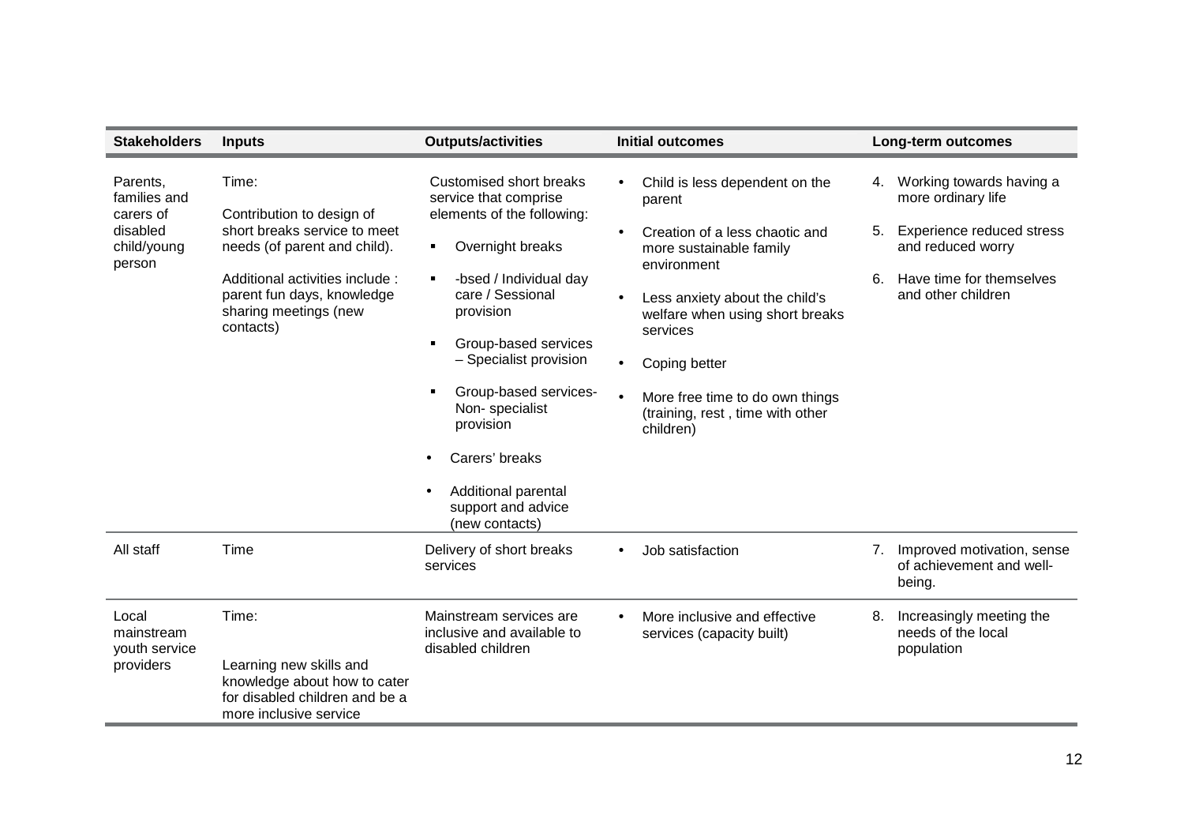| Stakeholders | Inputs | Outputs/activities | Initial outcomes | Long-term outcomes |
|---|---|---|---|---|
| Parents, families and carers of disabled child/young person | Time:<br><br>Contribution to design of short breaks service to meet needs (of parent and child).<br><br>Additional activities include : parent fun days, knowledge sharing meetings (new contacts) | Customised short breaks service that comprise elements of the following:<br>▪ Overnight breaks<br>▪ -bsed / Individual day care / Sessional provision<br>▪ Group-based services – Specialist provision<br>▪ Group-based services- Non- specialist provision<br>• Carers' breaks<br>• Additional parental support and advice (new contacts) | • Child is less dependent on the parent<br>• Creation of a less chaotic and more sustainable family environment<br>• Less anxiety about the child's welfare when using short breaks services<br>• Coping better<br>• More free time to do own things (training, rest , time with other children) | 4. Working towards having a more ordinary life<br>5. Experience reduced stress and reduced worry<br>6. Have time for themselves and other children |
| All staff | Time | Delivery of short breaks services | • Job satisfaction | 7. Improved motivation, sense of achievement and well-being. |
| Local mainstream youth service providers | Time:<br><br>Learning new skills and knowledge about how to cater for disabled children and be a more inclusive service | Mainstream services are inclusive and available to disabled children | • More inclusive and effective services (capacity built) | 8. Increasingly meeting the needs of the local population |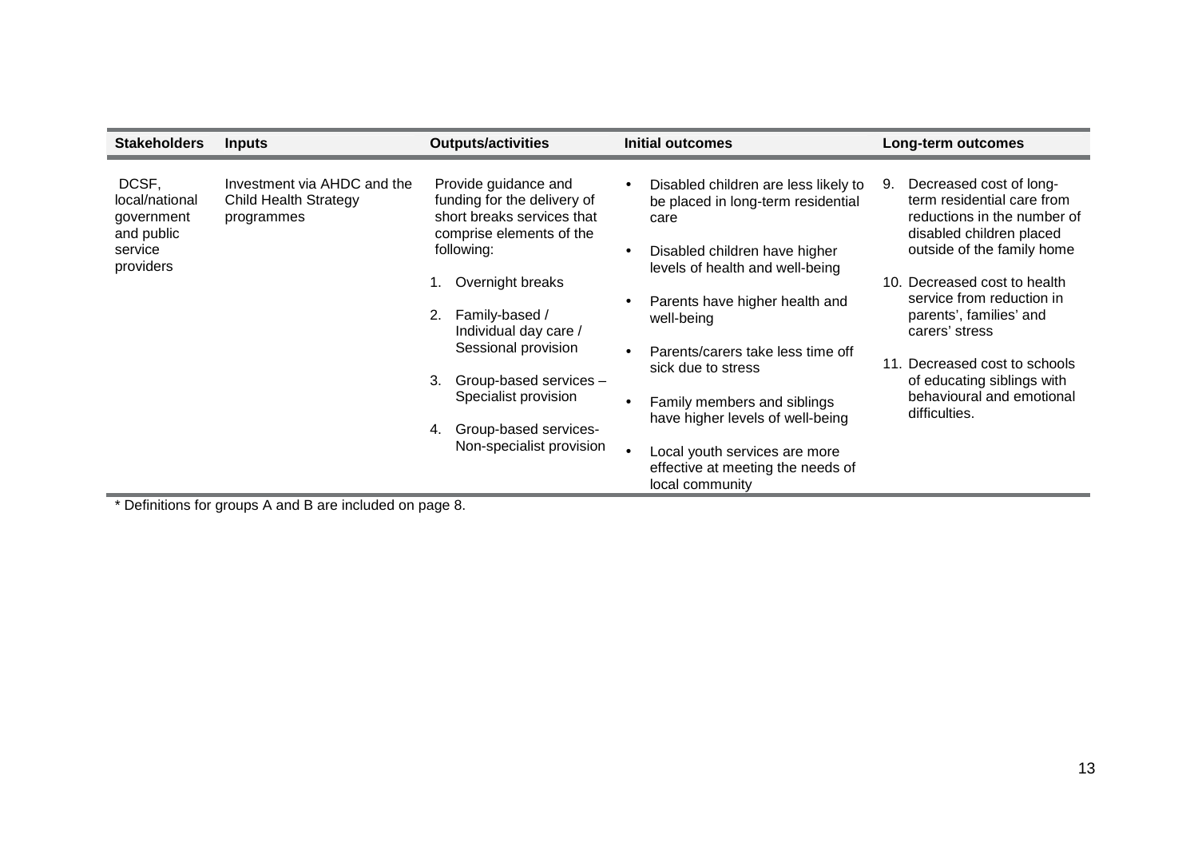| Stakeholders | Inputs | Outputs/activities | Initial outcomes | Long-term outcomes |
|---|---|---|---|---|
| DCSF, local/national government and public service providers | Investment via AHDC and the Child Health Strategy programmes | Provide guidance and funding for the delivery of short breaks services that comprise elements of the following:<br><br>1. Overnight breaks<br><br>2. Family-based / Individual day care / Sessional provision<br><br>3. Group-based services – Specialist provision<br><br>4. Group-based services- Non-specialist provision | • Disabled children are less likely to be placed in long-term residential care<br><br>• Disabled children have higher levels of health and well-being<br><br>• Parents have higher health and well-being<br><br>• Parents/carers take less time off sick due to stress<br><br>• Family members and siblings have higher levels of well-being<br><br>• Local youth services are more effective at meeting the needs of local community | 9. Decreased cost of long-term residential care from reductions in the number of disabled children placed outside of the family home<br><br>10. Decreased cost to health service from reduction in parents', families' and carers' stress<br><br>11. Decreased cost to schools of educating siblings with behavioural and emotional difficulties. |

* Definitions for groups A and B are included on page 8.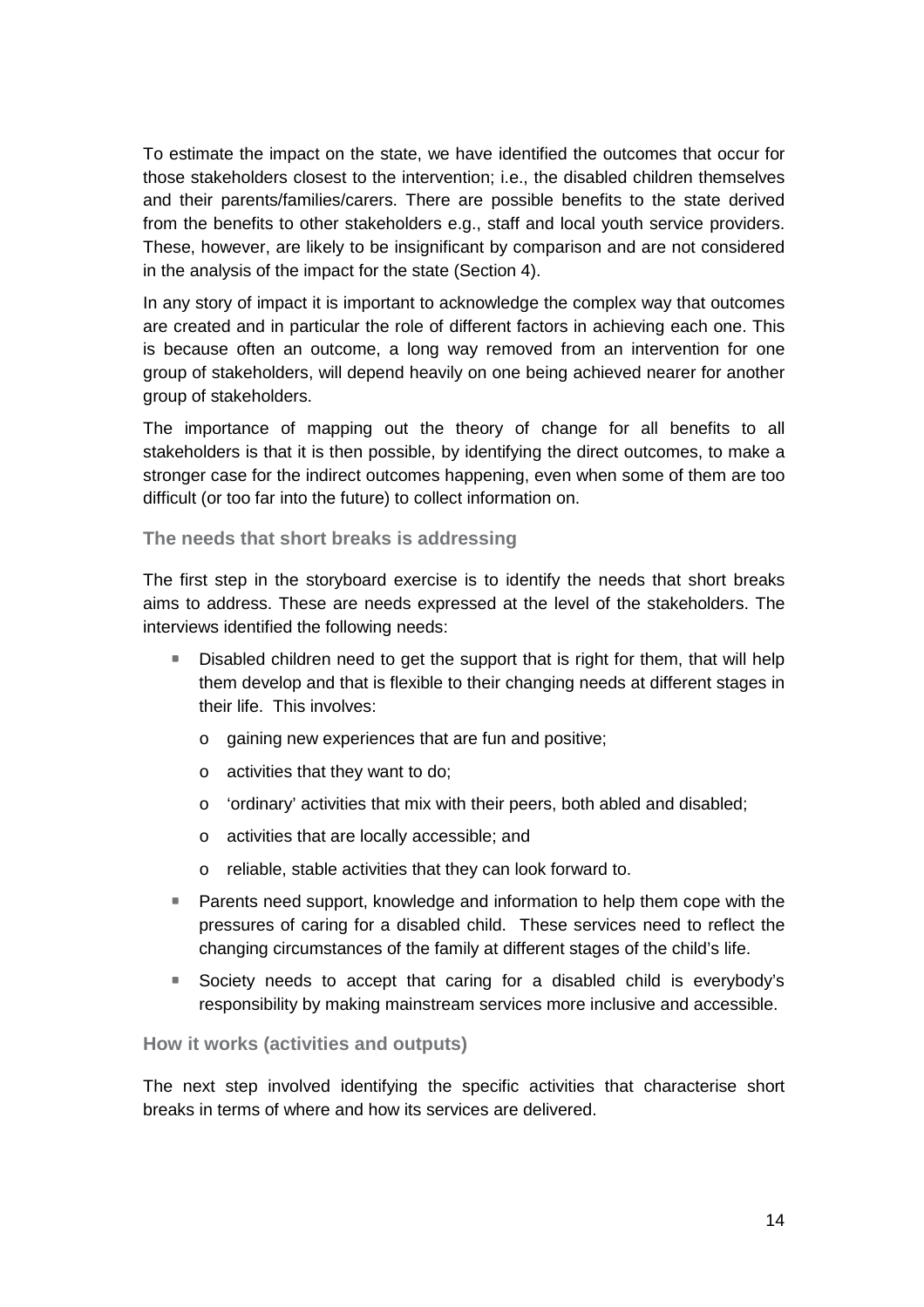To estimate the impact on the state, we have identified the outcomes that occur for those stakeholders closest to the intervention; i.e., the disabled children themselves and their parents/families/carers. There are possible benefits to the state derived from the benefits to other stakeholders e.g., staff and local youth service providers. These, however, are likely to be insignificant by comparison and are not considered in the analysis of the impact for the state (Section 4).

In any story of impact it is important to acknowledge the complex way that outcomes are created and in particular the role of different factors in achieving each one. This is because often an outcome, a long way removed from an intervention for one group of stakeholders, will depend heavily on one being achieved nearer for another group of stakeholders.

The importance of mapping out the theory of change for all benefits to all stakeholders is that it is then possible, by identifying the direct outcomes, to make a stronger case for the indirect outcomes happening, even when some of them are too difficult (or too far into the future) to collect information on.

### The needs that short breaks is addressing

The first step in the storyboard exercise is to identify the needs that short breaks aims to address. These are needs expressed at the level of the stakeholders. The interviews identified the following needs:

- Disabled children need to get the support that is right for them, that will help them develop and that is flexible to their changing needs at different stages in their life. This involves:
  - gaining new experiences that are fun and positive;
  - activities that they want to do;
  - 'ordinary' activities that mix with their peers, both abled and disabled;
  - activities that are locally accessible; and
  - reliable, stable activities that they can look forward to.
- Parents need support, knowledge and information to help them cope with the pressures of caring for a disabled child. These services need to reflect the changing circumstances of the family at different stages of the child's life.
- Society needs to accept that caring for a disabled child is everybody's responsibility by making mainstream services more inclusive and accessible.

### How it works (activities and outputs)

The next step involved identifying the specific activities that characterise short breaks in terms of where and how its services are delivered.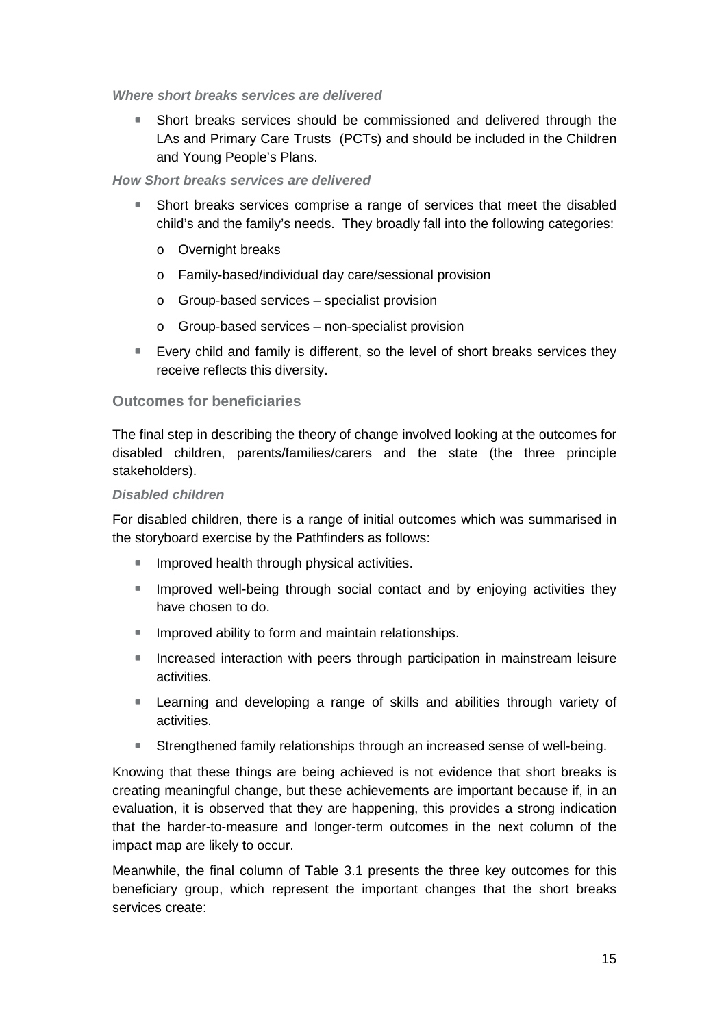***Where short breaks services are delivered***

- Short breaks services should be commissioned and delivered through the LAs and Primary Care Trusts (PCTs) and should be included in the Children and Young People's Plans.

***How Short breaks services are delivered***

- Short breaks services comprise a range of services that meet the disabled child's and the family's needs. They broadly fall into the following categories:
  - Overnight breaks
  - Family-based/individual day care/sessional provision
  - Group-based services – specialist provision
  - Group-based services – non-specialist provision
- Every child and family is different, so the level of short breaks services they receive reflects this diversity.

### Outcomes for beneficiaries

The final step in describing the theory of change involved looking at the outcomes for disabled children, parents/families/carers and the state (the three principle stakeholders).

***Disabled children***

For disabled children, there is a range of initial outcomes which was summarised in the storyboard exercise by the Pathfinders as follows:

- Improved health through physical activities.
- Improved well-being through social contact and by enjoying activities they have chosen to do.
- Improved ability to form and maintain relationships.
- Increased interaction with peers through participation in mainstream leisure activities.
- Learning and developing a range of skills and abilities through variety of activities.
- Strengthened family relationships through an increased sense of well-being.

Knowing that these things are being achieved is not evidence that short breaks is creating meaningful change, but these achievements are important because if, in an evaluation, it is observed that they are happening, this provides a strong indication that the harder-to-measure and longer-term outcomes in the next column of the impact map are likely to occur.

Meanwhile, the final column of Table 3.1 presents the three key outcomes for this beneficiary group, which represent the important changes that the short breaks services create: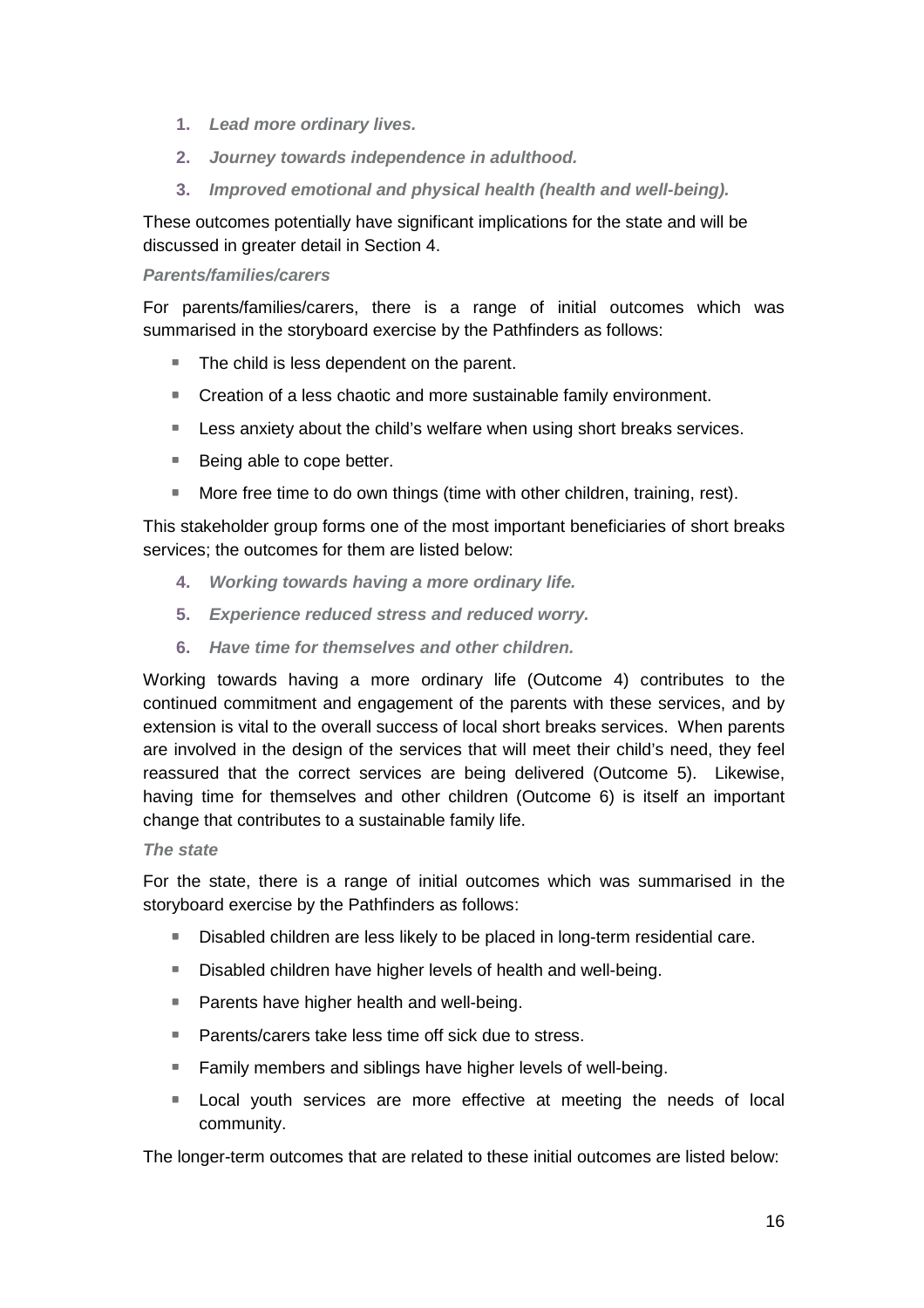1. ***Lead more ordinary lives.***
2. ***Journey towards independence in adulthood.***
3. ***Improved emotional and physical health (health and well-being).***

These outcomes potentially have significant implications for the state and will be discussed in greater detail in Section 4.

***Parents/families/carers***

For parents/families/carers, there is a range of initial outcomes which was summarised in the storyboard exercise by the Pathfinders as follows:

- The child is less dependent on the parent.
- Creation of a less chaotic and more sustainable family environment.
- Less anxiety about the child's welfare when using short breaks services.
- Being able to cope better.
- More free time to do own things (time with other children, training, rest).

This stakeholder group forms one of the most important beneficiaries of short breaks services; the outcomes for them are listed below:

4. ***Working towards having a more ordinary life.***
5. ***Experience reduced stress and reduced worry.***
6. ***Have time for themselves and other children.***

Working towards having a more ordinary life (Outcome 4) contributes to the continued commitment and engagement of the parents with these services, and by extension is vital to the overall success of local short breaks services. When parents are involved in the design of the services that will meet their child's need, they feel reassured that the correct services are being delivered (Outcome 5). Likewise, having time for themselves and other children (Outcome 6) is itself an important change that contributes to a sustainable family life.

***The state***

For the state, there is a range of initial outcomes which was summarised in the storyboard exercise by the Pathfinders as follows:

- Disabled children are less likely to be placed in long-term residential care.
- Disabled children have higher levels of health and well-being.
- Parents have higher health and well-being.
- Parents/carers take less time off sick due to stress.
- Family members and siblings have higher levels of well-being.
- Local youth services are more effective at meeting the needs of local community.

The longer-term outcomes that are related to these initial outcomes are listed below: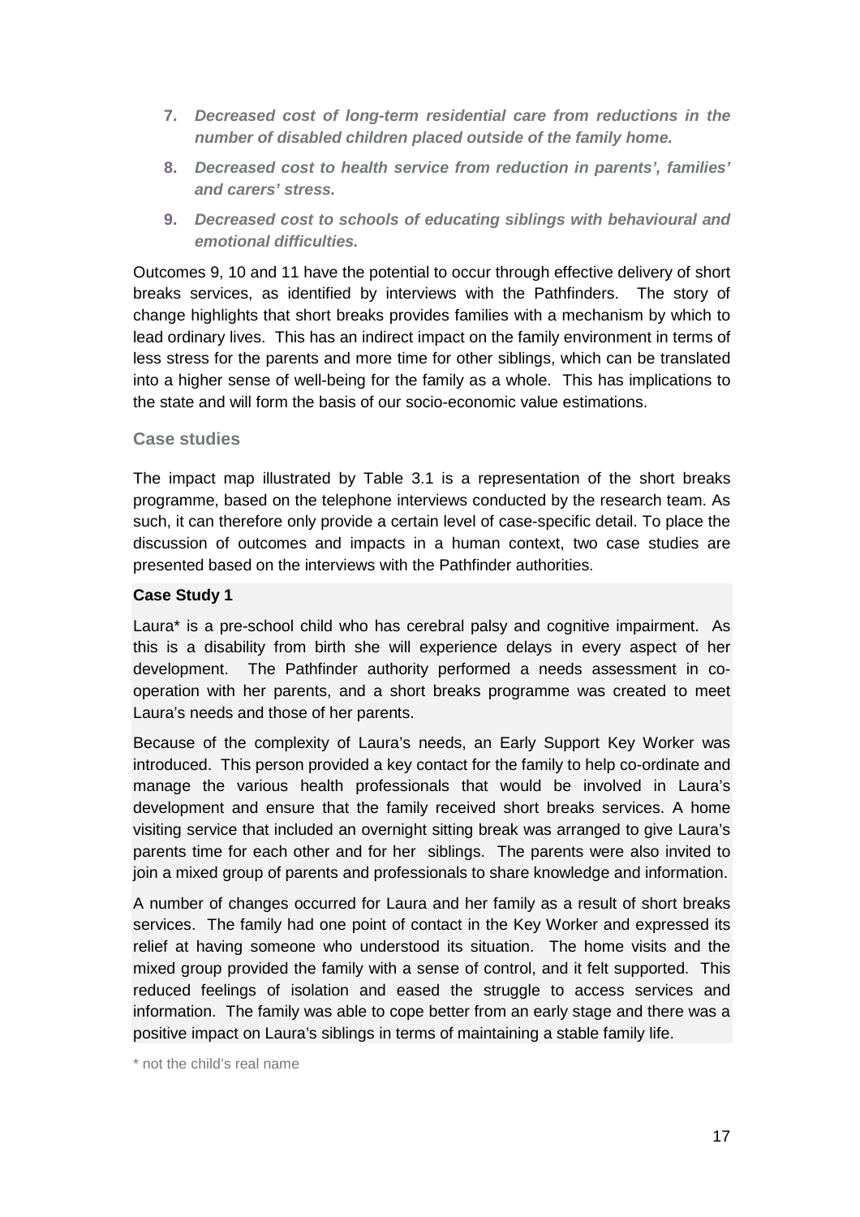7. ***Decreased cost of long-term residential care from reductions in the number of disabled children placed outside of the family home.***

8. ***Decreased cost to health service from reduction in parents', families' and carers' stress.***

9. ***Decreased cost to schools of educating siblings with behavioural and emotional difficulties.***

Outcomes 9, 10 and 11 have the potential to occur through effective delivery of short breaks services, as identified by interviews with the Pathfinders. The story of change highlights that short breaks provides families with a mechanism by which to lead ordinary lives. This has an indirect impact on the family environment in terms of less stress for the parents and more time for other siblings, which can be translated into a higher sense of well-being for the family as a whole. This has implications to the state and will form the basis of our socio-economic value estimations.

### Case studies

The impact map illustrated by Table 3.1 is a representation of the short breaks programme, based on the telephone interviews conducted by the research team. As such, it can therefore only provide a certain level of case-specific detail. To place the discussion of outcomes and impacts in a human context, two case studies are presented based on the interviews with the Pathfinder authorities.

**Case Study 1**

Laura* is a pre-school child who has cerebral palsy and cognitive impairment. As this is a disability from birth she will experience delays in every aspect of her development. The Pathfinder authority performed a needs assessment in co-operation with her parents, and a short breaks programme was created to meet Laura's needs and those of her parents.

Because of the complexity of Laura's needs, an Early Support Key Worker was introduced. This person provided a key contact for the family to help co-ordinate and manage the various health professionals that would be involved in Laura's development and ensure that the family received short breaks services. A home visiting service that included an overnight sitting break was arranged to give Laura's parents time for each other and for her siblings. The parents were also invited to join a mixed group of parents and professionals to share knowledge and information.

A number of changes occurred for Laura and her family as a result of short breaks services. The family had one point of contact in the Key Worker and expressed its relief at having someone who understood its situation. The home visits and the mixed group provided the family with a sense of control, and it felt supported. This reduced feelings of isolation and eased the struggle to access services and information. The family was able to cope better from an early stage and there was a positive impact on Laura's siblings in terms of maintaining a stable family life.

\* not the child's real name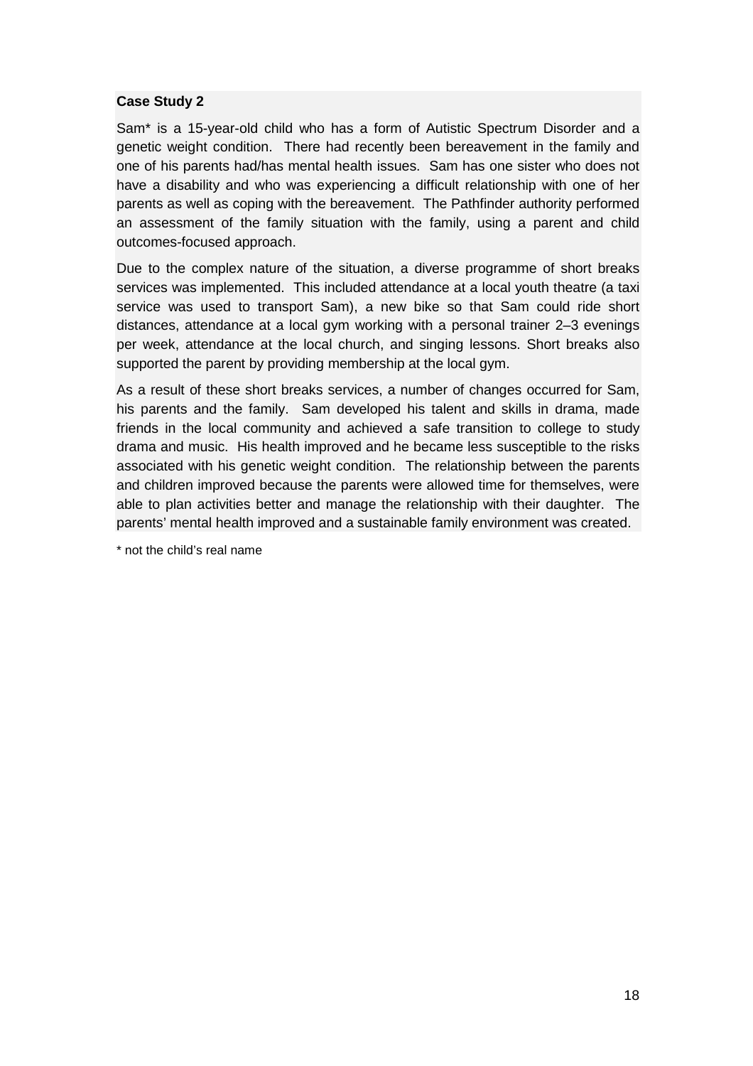**Case Study 2**

Sam* is a 15-year-old child who has a form of Autistic Spectrum Disorder and a genetic weight condition. There had recently been bereavement in the family and one of his parents had/has mental health issues. Sam has one sister who does not have a disability and who was experiencing a difficult relationship with one of her parents as well as coping with the bereavement. The Pathfinder authority performed an assessment of the family situation with the family, using a parent and child outcomes-focused approach.

Due to the complex nature of the situation, a diverse programme of short breaks services was implemented. This included attendance at a local youth theatre (a taxi service was used to transport Sam), a new bike so that Sam could ride short distances, attendance at a local gym working with a personal trainer 2–3 evenings per week, attendance at the local church, and singing lessons. Short breaks also supported the parent by providing membership at the local gym.

As a result of these short breaks services, a number of changes occurred for Sam, his parents and the family. Sam developed his talent and skills in drama, made friends in the local community and achieved a safe transition to college to study drama and music. His health improved and he became less susceptible to the risks associated with his genetic weight condition. The relationship between the parents and children improved because the parents were allowed time for themselves, were able to plan activities better and manage the relationship with their daughter. The parents' mental health improved and a sustainable family environment was created.

* not the child's real name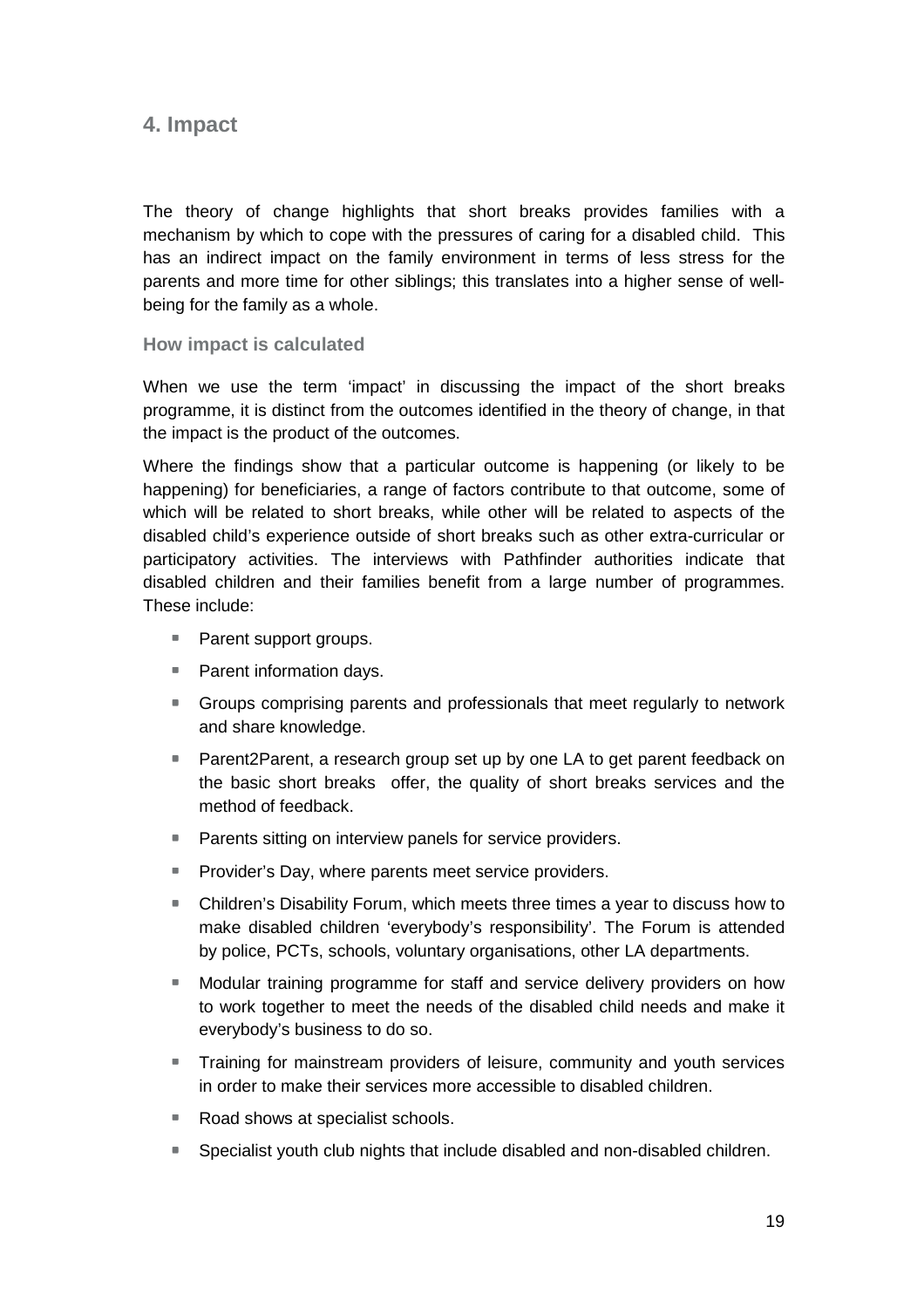## 4. Impact

The theory of change highlights that short breaks provides families with a mechanism by which to cope with the pressures of caring for a disabled child. This has an indirect impact on the family environment in terms of less stress for the parents and more time for other siblings; this translates into a higher sense of well-being for the family as a whole.

### How impact is calculated

When we use the term 'impact' in discussing the impact of the short breaks programme, it is distinct from the outcomes identified in the theory of change, in that the impact is the product of the outcomes.

Where the findings show that a particular outcome is happening (or likely to be happening) for beneficiaries, a range of factors contribute to that outcome, some of which will be related to short breaks, while other will be related to aspects of the disabled child's experience outside of short breaks such as other extra-curricular or participatory activities. The interviews with Pathfinder authorities indicate that disabled children and their families benefit from a large number of programmes. These include:

- Parent support groups.
- Parent information days.
- Groups comprising parents and professionals that meet regularly to network and share knowledge.
- Parent2Parent, a research group set up by one LA to get parent feedback on the basic short breaks offer, the quality of short breaks services and the method of feedback.
- Parents sitting on interview panels for service providers.
- Provider's Day, where parents meet service providers.
- Children's Disability Forum, which meets three times a year to discuss how to make disabled children 'everybody's responsibility'. The Forum is attended by police, PCTs, schools, voluntary organisations, other LA departments.
- Modular training programme for staff and service delivery providers on how to work together to meet the needs of the disabled child needs and make it everybody's business to do so.
- Training for mainstream providers of leisure, community and youth services in order to make their services more accessible to disabled children.
- Road shows at specialist schools.
- Specialist youth club nights that include disabled and non-disabled children.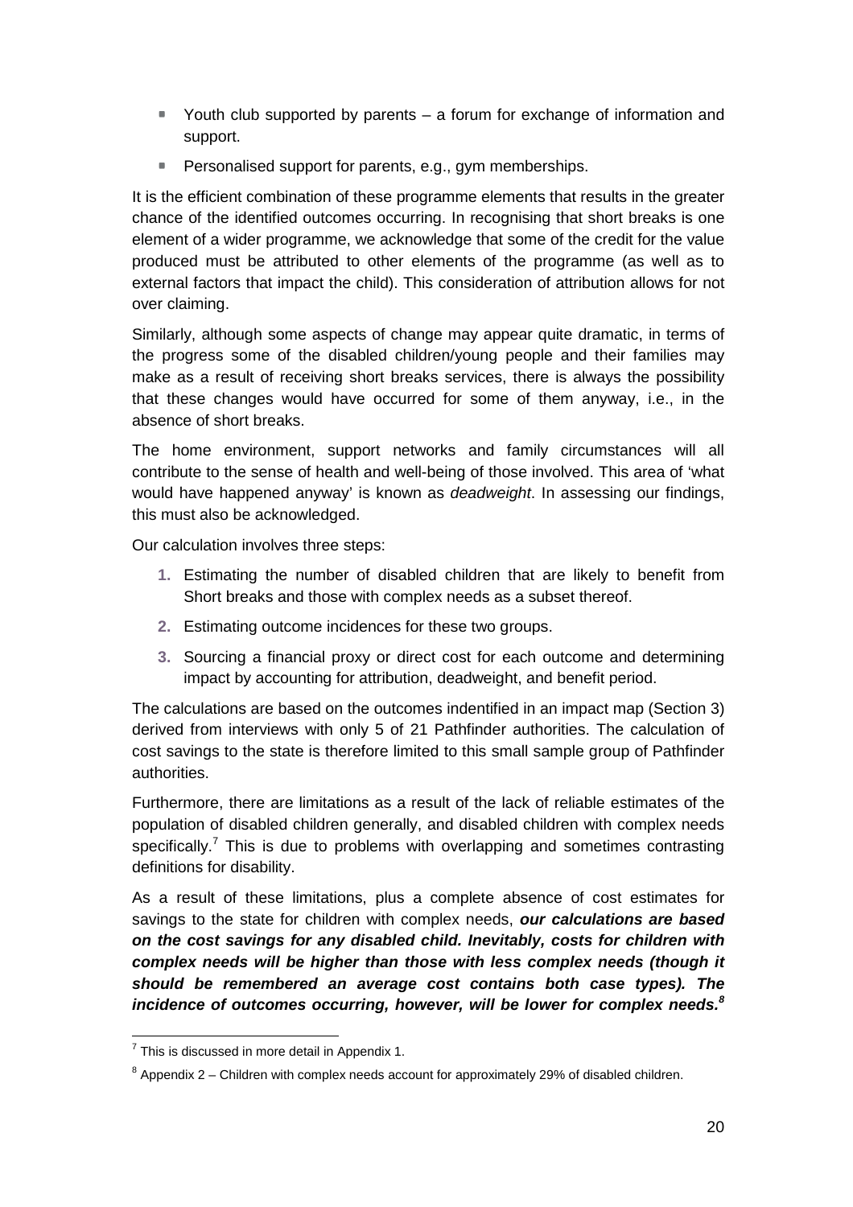- Youth club supported by parents – a forum for exchange of information and support.
- Personalised support for parents, e.g., gym memberships.

It is the efficient combination of these programme elements that results in the greater chance of the identified outcomes occurring. In recognising that short breaks is one element of a wider programme, we acknowledge that some of the credit for the value produced must be attributed to other elements of the programme (as well as to external factors that impact the child). This consideration of attribution allows for not over claiming.

Similarly, although some aspects of change may appear quite dramatic, in terms of the progress some of the disabled children/young people and their families may make as a result of receiving short breaks services, there is always the possibility that these changes would have occurred for some of them anyway, i.e., in the absence of short breaks.

The home environment, support networks and family circumstances will all contribute to the sense of health and well-being of those involved. This area of 'what would have happened anyway' is known as *deadweight*. In assessing our findings, this must also be acknowledged.

Our calculation involves three steps:

1. Estimating the number of disabled children that are likely to benefit from Short breaks and those with complex needs as a subset thereof.
2. Estimating outcome incidences for these two groups.
3. Sourcing a financial proxy or direct cost for each outcome and determining impact by accounting for attribution, deadweight, and benefit period.

The calculations are based on the outcomes indentified in an impact map (Section 3) derived from interviews with only 5 of 21 Pathfinder authorities. The calculation of cost savings to the state is therefore limited to this small sample group of Pathfinder authorities.

Furthermore, there are limitations as a result of the lack of reliable estimates of the population of disabled children generally, and disabled children with complex needs specifically.[7] This is due to problems with overlapping and sometimes contrasting definitions for disability.

As a result of these limitations, plus a complete absence of cost estimates for savings to the state for children with complex needs, ***our calculations are based on the cost savings for any disabled child. Inevitably, costs for children with complex needs will be higher than those with less complex needs (though it should be remembered an average cost contains both case types). The incidence of outcomes occurring, however, will be lower for complex needs.***[8]

[7] This is discussed in more detail in Appendix 1.

[8] Appendix 2 – Children with complex needs account for approximately 29% of disabled children.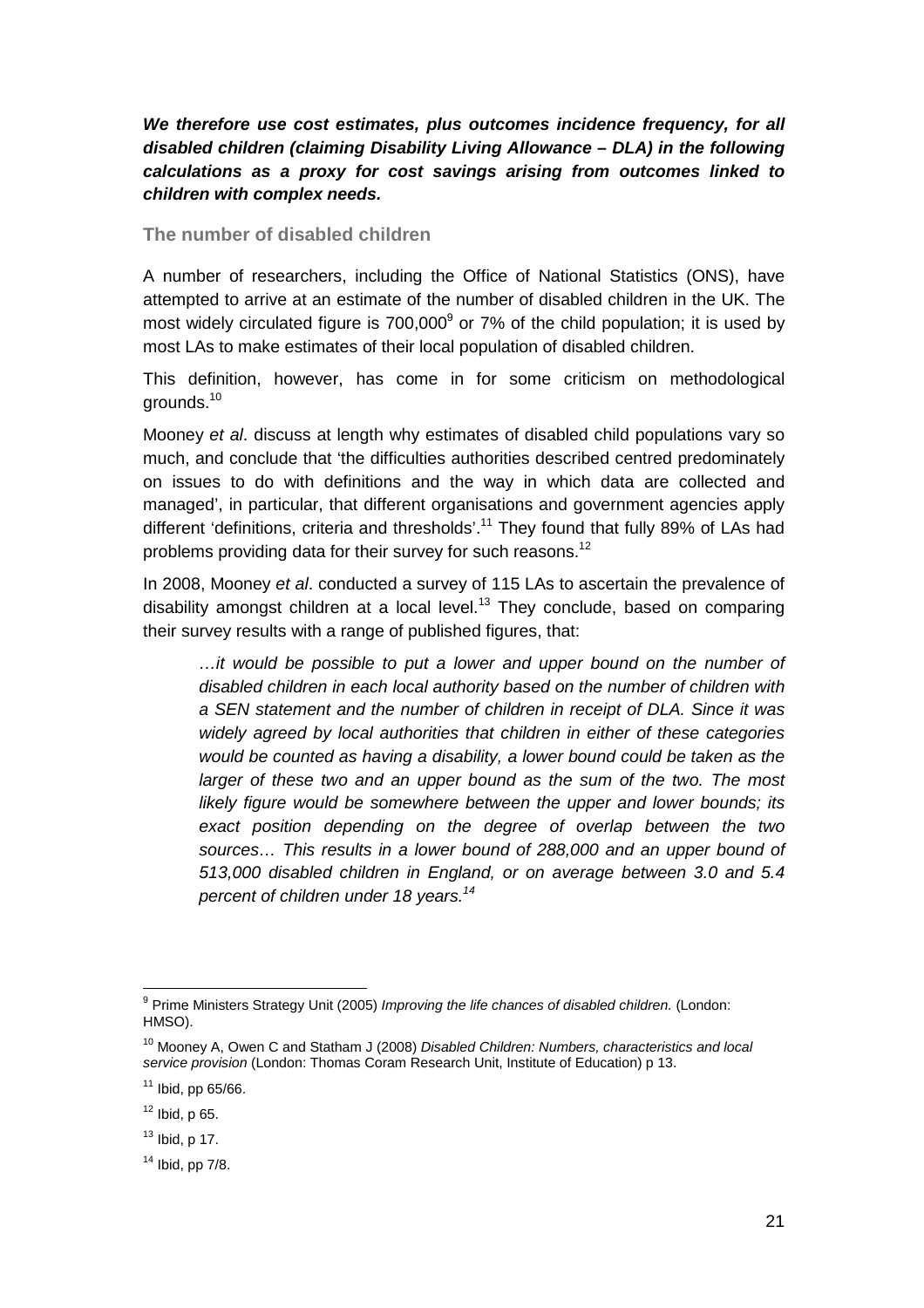***We therefore use cost estimates, plus outcomes incidence frequency, for all disabled children (claiming Disability Living Allowance – DLA) in the following calculations as a proxy for cost savings arising from outcomes linked to children with complex needs.***

### The number of disabled children

A number of researchers, including the Office of National Statistics (ONS), have attempted to arrive at an estimate of the number of disabled children in the UK. The most widely circulated figure is 700,000[9] or 7% of the child population; it is used by most LAs to make estimates of their local population of disabled children.

This definition, however, has come in for some criticism on methodological grounds.[10]

Mooney *et al*. discuss at length why estimates of disabled child populations vary so much, and conclude that 'the difficulties authorities described centred predominately on issues to do with definitions and the way in which data are collected and managed', in particular, that different organisations and government agencies apply different 'definitions, criteria and thresholds'.[11] They found that fully 89% of LAs had problems providing data for their survey for such reasons.[12]

In 2008, Mooney *et al*. conducted a survey of 115 LAs to ascertain the prevalence of disability amongst children at a local level.[13] They conclude, based on comparing their survey results with a range of published figures, that:

> *…it would be possible to put a lower and upper bound on the number of disabled children in each local authority based on the number of children with a SEN statement and the number of children in receipt of DLA. Since it was widely agreed by local authorities that children in either of these categories would be counted as having a disability, a lower bound could be taken as the larger of these two and an upper bound as the sum of the two. The most likely figure would be somewhere between the upper and lower bounds; its exact position depending on the degree of overlap between the two sources… This results in a lower bound of 288,000 and an upper bound of 513,000 disabled children in England, or on average between 3.0 and 5.4 percent of children under 18 years.*[14]

---

[9] Prime Ministers Strategy Unit (2005) *Improving the life chances of disabled children.* (London: HMSO).

[10] Mooney A, Owen C and Statham J (2008) *Disabled Children: Numbers, characteristics and local service provision* (London: Thomas Coram Research Unit, Institute of Education) p 13.

[11] Ibid, pp 65/66.

[12] Ibid, p 65.

[13] Ibid, p 17.

[14] Ibid, pp 7/8.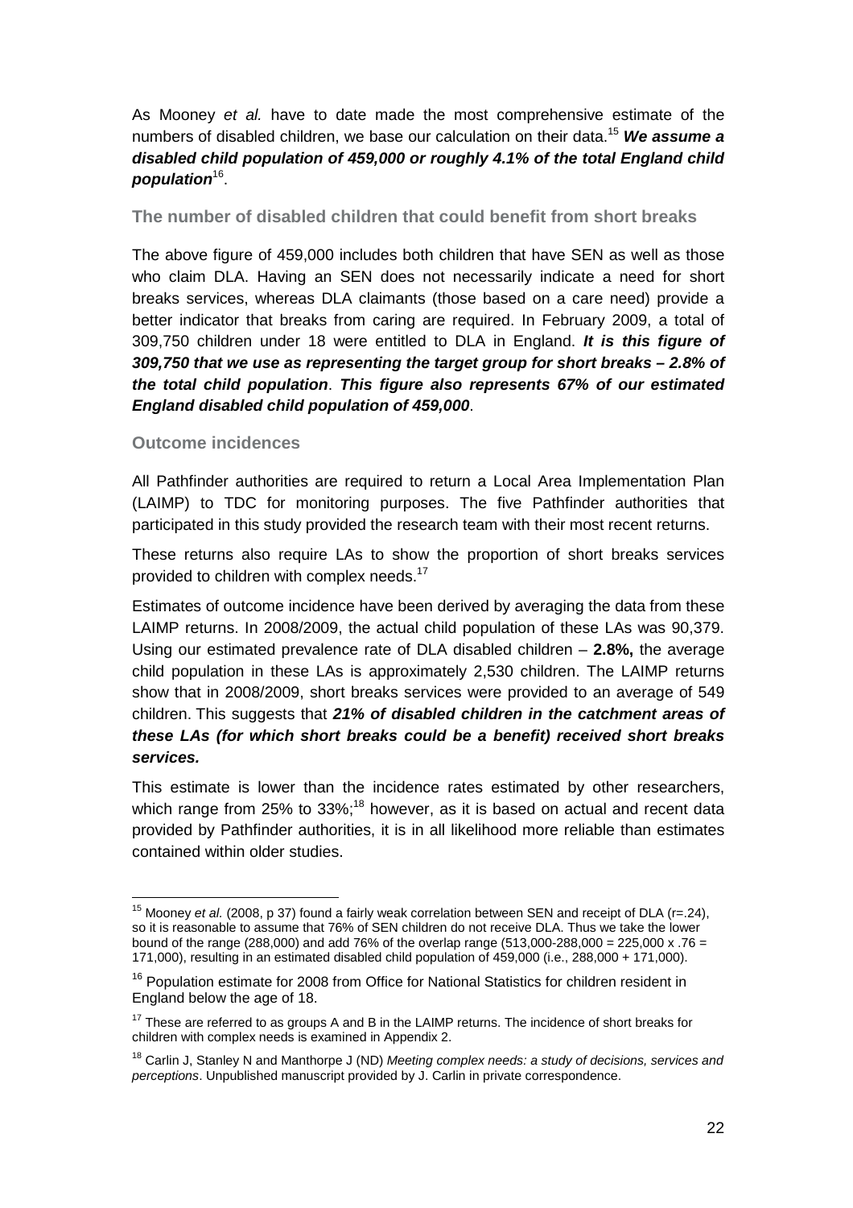As Mooney *et al.* have to date made the most comprehensive estimate of the numbers of disabled children, we base our calculation on their data.[15] ***We assume a disabled child population of 459,000 or roughly 4.1% of the total England child population***[16].

### The number of disabled children that could benefit from short breaks

The above figure of 459,000 includes both children that have SEN as well as those who claim DLA. Having an SEN does not necessarily indicate a need for short breaks services, whereas DLA claimants (those based on a care need) provide a better indicator that breaks from caring are required. In February 2009, a total of 309,750 children under 18 were entitled to DLA in England. ***It is this figure of 309,750 that we use as representing the target group for short breaks – 2.8% of the total child population***. ***This figure also represents 67% of our estimated England disabled child population of 459,000***.

### Outcome incidences

All Pathfinder authorities are required to return a Local Area Implementation Plan (LAIMP) to TDC for monitoring purposes. The five Pathfinder authorities that participated in this study provided the research team with their most recent returns.

These returns also require LAs to show the proportion of short breaks services provided to children with complex needs.[17]

Estimates of outcome incidence have been derived by averaging the data from these LAIMP returns. In 2008/2009, the actual child population of these LAs was 90,379. Using our estimated prevalence rate of DLA disabled children – **2.8%,** the average child population in these LAs is approximately 2,530 children. The LAIMP returns show that in 2008/2009, short breaks services were provided to an average of 549 children. This suggests that ***21% of disabled children in the catchment areas of these LAs (for which short breaks could be a benefit) received short breaks services.***

This estimate is lower than the incidence rates estimated by other researchers, which range from 25% to 33%;[18] however, as it is based on actual and recent data provided by Pathfinder authorities, it is in all likelihood more reliable than estimates contained within older studies.

---

[15] Mooney *et al.* (2008, p 37) found a fairly weak correlation between SEN and receipt of DLA (r=.24), so it is reasonable to assume that 76% of SEN children do not receive DLA. Thus we take the lower bound of the range (288,000) and add 76% of the overlap range (513,000-288,000 = 225,000 x .76 = 171,000), resulting in an estimated disabled child population of 459,000 (i.e., 288,000 + 171,000).

[16] Population estimate for 2008 from Office for National Statistics for children resident in England below the age of 18.

[17] These are referred to as groups A and B in the LAIMP returns. The incidence of short breaks for children with complex needs is examined in Appendix 2.

[18] Carlin J, Stanley N and Manthorpe J (ND) *Meeting complex needs: a study of decisions, services and perceptions*. Unpublished manuscript provided by J. Carlin in private correspondence.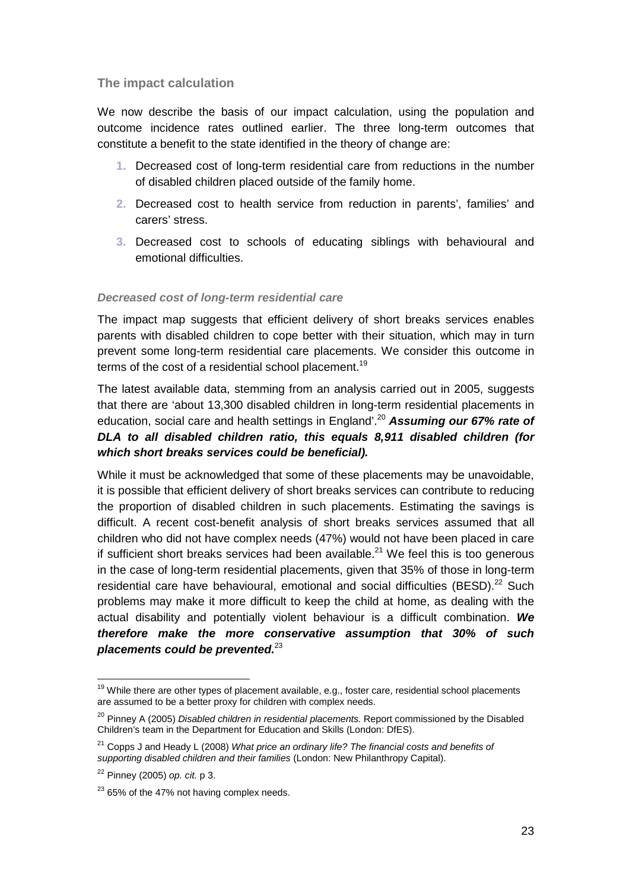### The impact calculation

We now describe the basis of our impact calculation, using the population and outcome incidence rates outlined earlier. The three long-term outcomes that constitute a benefit to the state identified in the theory of change are:

1. Decreased cost of long-term residential care from reductions in the number of disabled children placed outside of the family home.
2. Decreased cost to health service from reduction in parents', families' and carers' stress.
3. Decreased cost to schools of educating siblings with behavioural and emotional difficulties.

#### *Decreased cost of long-term residential care*

The impact map suggests that efficient delivery of short breaks services enables parents with disabled children to cope better with their situation, which may in turn prevent some long-term residential care placements. We consider this outcome in terms of the cost of a residential school placement.[19]

The latest available data, stemming from an analysis carried out in 2005, suggests that there are 'about 13,300 disabled children in long-term residential placements in education, social care and health settings in England'.[20] ***Assuming our 67% rate of DLA to all disabled children ratio, this equals 8,911 disabled children (for which short breaks services could be beneficial).***

While it must be acknowledged that some of these placements may be unavoidable, it is possible that efficient delivery of short breaks services can contribute to reducing the proportion of disabled children in such placements. Estimating the savings is difficult. A recent cost-benefit analysis of short breaks services assumed that all children who did not have complex needs (47%) would not have been placed in care if sufficient short breaks services had been available.[21] We feel this is too generous in the case of long-term residential placements, given that 35% of those in long-term residential care have behavioural, emotional and social difficulties (BESD).[22] Such problems may make it more difficult to keep the child at home, as dealing with the actual disability and potentially violent behaviour is a difficult combination. ***We therefore make the more conservative assumption that 30% of such placements could be prevented.***[23]

---

[19] While there are other types of placement available, e.g., foster care, residential school placements are assumed to be a better proxy for children with complex needs.

[20] Pinney A (2005) *Disabled children in residential placements.* Report commissioned by the Disabled Children's team in the Department for Education and Skills (London: DfES).

[21] Copps J and Heady L (2008) *What price an ordinary life? The financial costs and benefits of supporting disabled children and their families* (London: New Philanthropy Capital).

[22] Pinney (2005) *op. cit.* p 3.

[23] 65% of the 47% not having complex needs.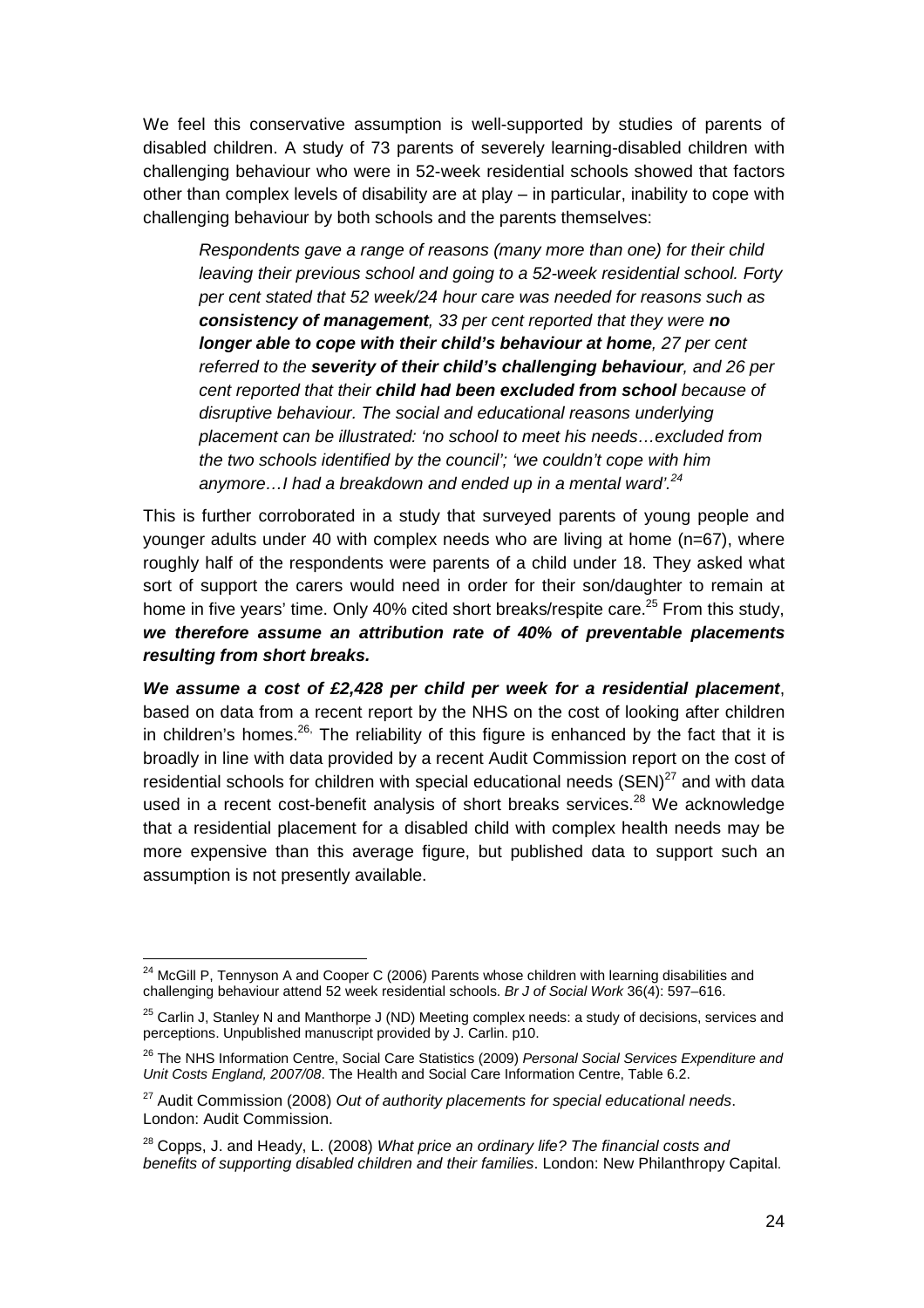We feel this conservative assumption is well-supported by studies of parents of disabled children. A study of 73 parents of severely learning-disabled children with challenging behaviour who were in 52-week residential schools showed that factors other than complex levels of disability are at play – in particular, inability to cope with challenging behaviour by both schools and the parents themselves:

> *Respondents gave a range of reasons (many more than one) for their child leaving their previous school and going to a 52-week residential school. Forty per cent stated that 52 week/24 hour care was needed for reasons such as **consistency of management**, 33 per cent reported that they were **no longer able to cope with their child's behaviour at home**, 27 per cent referred to the **severity of their child's challenging behaviour**, and 26 per cent reported that their **child had been excluded from school** because of disruptive behaviour. The social and educational reasons underlying placement can be illustrated: 'no school to meet his needs…excluded from the two schools identified by the council'; 'we couldn't cope with him anymore…I had a breakdown and ended up in a mental ward'.*[24]

This is further corroborated in a study that surveyed parents of young people and younger adults under 40 with complex needs who are living at home (n=67), where roughly half of the respondents were parents of a child under 18. They asked what sort of support the carers would need in order for their son/daughter to remain at home in five years' time. Only 40% cited short breaks/respite care.[25] From this study, ***we therefore assume an attribution rate of 40% of preventable placements resulting from short breaks.***

***We assume a cost of £2,428 per child per week for a residential placement***, based on data from a recent report by the NHS on the cost of looking after children in children's homes.[26,] The reliability of this figure is enhanced by the fact that it is broadly in line with data provided by a recent Audit Commission report on the cost of residential schools for children with special educational needs (SEN)[27] and with data used in a recent cost-benefit analysis of short breaks services.[28] We acknowledge that a residential placement for a disabled child with complex health needs may be more expensive than this average figure, but published data to support such an assumption is not presently available.

---

[24] McGill P, Tennyson A and Cooper C (2006) Parents whose children with learning disabilities and challenging behaviour attend 52 week residential schools. *Br J of Social Work* 36(4): 597–616.

[25] Carlin J, Stanley N and Manthorpe J (ND) Meeting complex needs: a study of decisions, services and perceptions. Unpublished manuscript provided by J. Carlin. p10.

[26] The NHS Information Centre, Social Care Statistics (2009) *Personal Social Services Expenditure and Unit Costs England, 2007/08*. The Health and Social Care Information Centre, Table 6.2.

[27] Audit Commission (2008) *Out of authority placements for special educational needs*. London: Audit Commission.

[28] Copps, J. and Heady, L. (2008) *What price an ordinary life? The financial costs and benefits of supporting disabled children and their families*. London: New Philanthropy Capital.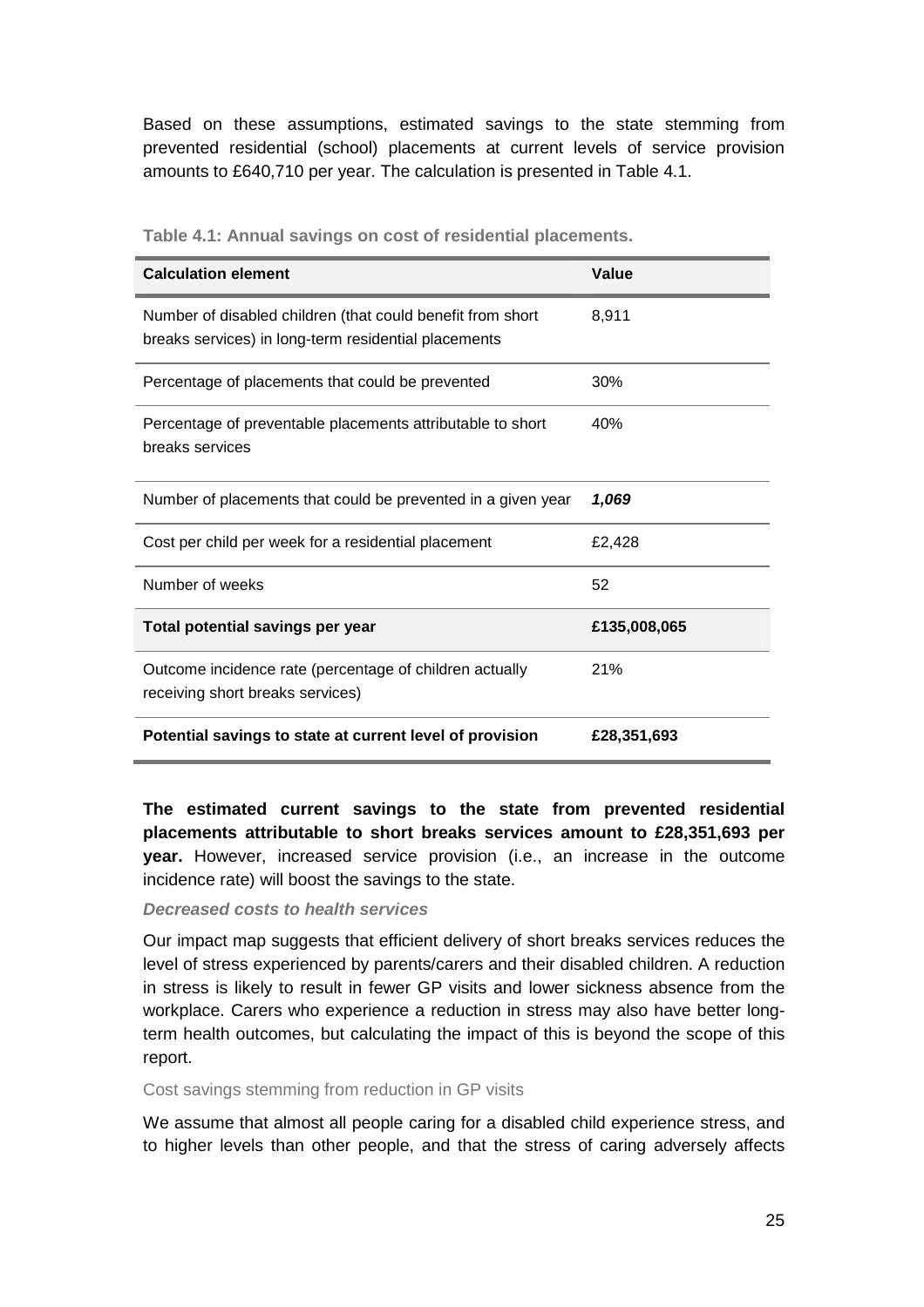Based on these assumptions, estimated savings to the state stemming from prevented residential (school) placements at current levels of service provision amounts to £640,710 per year. The calculation is presented in Table 4.1.

**Table 4.1: Annual savings on cost of residential placements.**

| Calculation element | Value |
|---|---|
| Number of disabled children (that could benefit from short breaks services) in long-term residential placements | 8,911 |
| Percentage of placements that could be prevented | 30% |
| Percentage of preventable placements attributable to short breaks services | 40% |
| Number of placements that could be prevented in a given year | ***1,069*** |
| Cost per child per week for a residential placement | £2,428 |
| Number of weeks | 52 |
| **Total potential savings per year** | **£135,008,065** |
| Outcome incidence rate (percentage of children actually receiving short breaks services) | 21% |
| **Potential savings to state at current level of provision** | **£28,351,693** |

**The estimated current savings to the state from prevented residential placements attributable to short breaks services amount to £28,351,693 per year.** However, increased service provision (i.e., an increase in the outcome incidence rate) will boost the savings to the state.

***Decreased costs to health services***

Our impact map suggests that efficient delivery of short breaks services reduces the level of stress experienced by parents/carers and their disabled children. A reduction in stress is likely to result in fewer GP visits and lower sickness absence from the workplace. Carers who experience a reduction in stress may also have better long-term health outcomes, but calculating the impact of this is beyond the scope of this report.

Cost savings stemming from reduction in GP visits

We assume that almost all people caring for a disabled child experience stress, and to higher levels than other people, and that the stress of caring adversely affects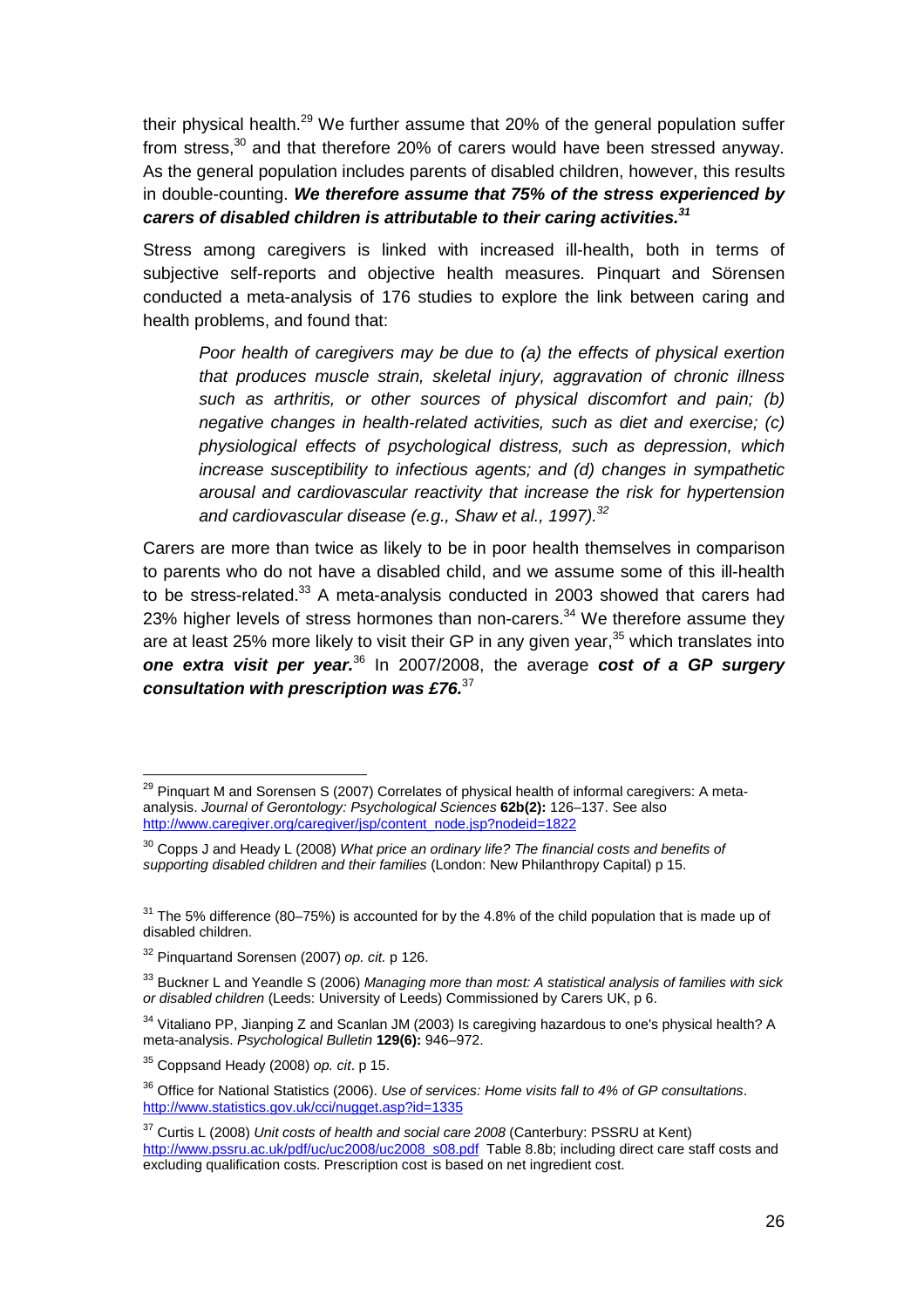their physical health.[29] We further assume that 20% of the general population suffer from stress,[30] and that therefore 20% of carers would have been stressed anyway. As the general population includes parents of disabled children, however, this results in double-counting. ***We therefore assume that 75% of the stress experienced by carers of disabled children is attributable to their caring activities.***[31]

Stress among caregivers is linked with increased ill-health, both in terms of subjective self-reports and objective health measures. Pinquart and Sörensen conducted a meta-analysis of 176 studies to explore the link between caring and health problems, and found that:

> *Poor health of caregivers may be due to (a) the effects of physical exertion that produces muscle strain, skeletal injury, aggravation of chronic illness such as arthritis, or other sources of physical discomfort and pain; (b) negative changes in health-related activities, such as diet and exercise; (c) physiological effects of psychological distress, such as depression, which increase susceptibility to infectious agents; and (d) changes in sympathetic arousal and cardiovascular reactivity that increase the risk for hypertension and cardiovascular disease (e.g., Shaw et al., 1997).*[32]

Carers are more than twice as likely to be in poor health themselves in comparison to parents who do not have a disabled child, and we assume some of this ill-health to be stress-related.[33] A meta-analysis conducted in 2003 showed that carers had 23% higher levels of stress hormones than non-carers.[34] We therefore assume they are at least 25% more likely to visit their GP in any given year,[35] which translates into ***one extra visit per year.***[36] In 2007/2008, the average ***cost of a GP surgery consultation with prescription was £76.***[37]

---

[29] Pinquart M and Sorensen S (2007) Correlates of physical health of informal caregivers: A meta-analysis. *Journal of Gerontology: Psychological Sciences* **62b(2):** 126–137. See also http://www.caregiver.org/caregiver/jsp/content_node.jsp?nodeid=1822

[30] Copps J and Heady L (2008) *What price an ordinary life? The financial costs and benefits of supporting disabled children and their families* (London: New Philanthropy Capital) p 15.

[31] The 5% difference (80–75%) is accounted for by the 4.8% of the child population that is made up of disabled children.

[32] Pinquartand Sorensen (2007) *op. cit.* p 126.

[33] Buckner L and Yeandle S (2006) *Managing more than most: A statistical analysis of families with sick or disabled children* (Leeds: University of Leeds) Commissioned by Carers UK, p 6.

[34] Vitaliano PP, Jianping Z and Scanlan JM (2003) Is caregiving hazardous to one's physical health? A meta-analysis. *Psychological Bulletin* **129(6):** 946–972.

[35] Coppsand Heady (2008) *op. cit*. p 15.

[36] Office for National Statistics (2006). *Use of services: Home visits fall to 4% of GP consultations*. http://www.statistics.gov.uk/cci/nugget.asp?id=1335

[37] Curtis L (2008) *Unit costs of health and social care 2008* (Canterbury: PSSRU at Kent) http://www.pssru.ac.uk/pdf/uc/uc2008/uc2008_s08.pdf Table 8.8b; including direct care staff costs and excluding qualification costs. Prescription cost is based on net ingredient cost.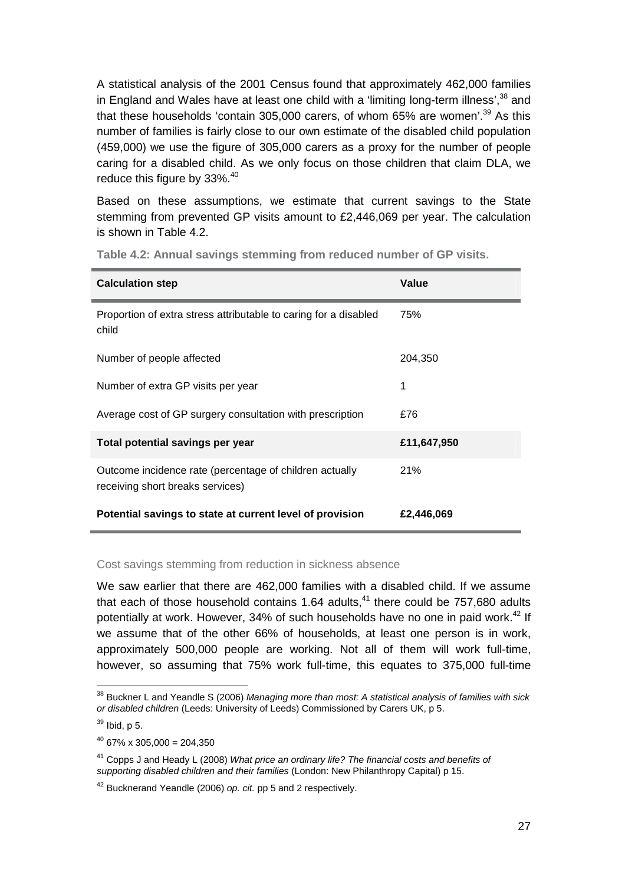A statistical analysis of the 2001 Census found that approximately 462,000 families in England and Wales have at least one child with a 'limiting long-term illness',[38] and that these households 'contain 305,000 carers, of whom 65% are women'.[39] As this number of families is fairly close to our own estimate of the disabled child population (459,000) we use the figure of 305,000 carers as a proxy for the number of people caring for a disabled child. As we only focus on those children that claim DLA, we reduce this figure by 33%.[40]

Based on these assumptions, we estimate that current savings to the State stemming from prevented GP visits amount to £2,446,069 per year. The calculation is shown in Table 4.2.

**Table 4.2: Annual savings stemming from reduced number of GP visits.**

| Calculation step | Value |
|---|---|
| Proportion of extra stress attributable to caring for a disabled child | 75% |
| Number of people affected | 204,350 |
| Number of extra GP visits per year | 1 |
| Average cost of GP surgery consultation with prescription | £76 |
| **Total potential savings per year** | **£11,647,950** |
| Outcome incidence rate (percentage of children actually receiving short breaks services) | 21% |
| **Potential savings to state at current level of provision** | **£2,446,069** |

### Cost savings stemming from reduction in sickness absence

We saw earlier that there are 462,000 families with a disabled child. If we assume that each of those household contains 1.64 adults,[41] there could be 757,680 adults potentially at work. However, 34% of such households have no one in paid work.[42] If we assume that of the other 66% of households, at least one person is in work, approximately 500,000 people are working. Not all of them will work full-time, however, so assuming that 75% work full-time, this equates to 375,000 full-time

---

[38] Buckner L and Yeandle S (2006) *Managing more than most: A statistical analysis of families with sick or disabled children* (Leeds: University of Leeds) Commissioned by Carers UK, p 5.

[39] Ibid, p 5.

[40] 67% x 305,000 = 204,350

[41] Copps J and Heady L (2008) *What price an ordinary life? The financial costs and benefits of supporting disabled children and their families* (London: New Philanthropy Capital) p 15.

[42] Bucknerand Yeandle (2006) *op. cit.* pp 5 and 2 respectively.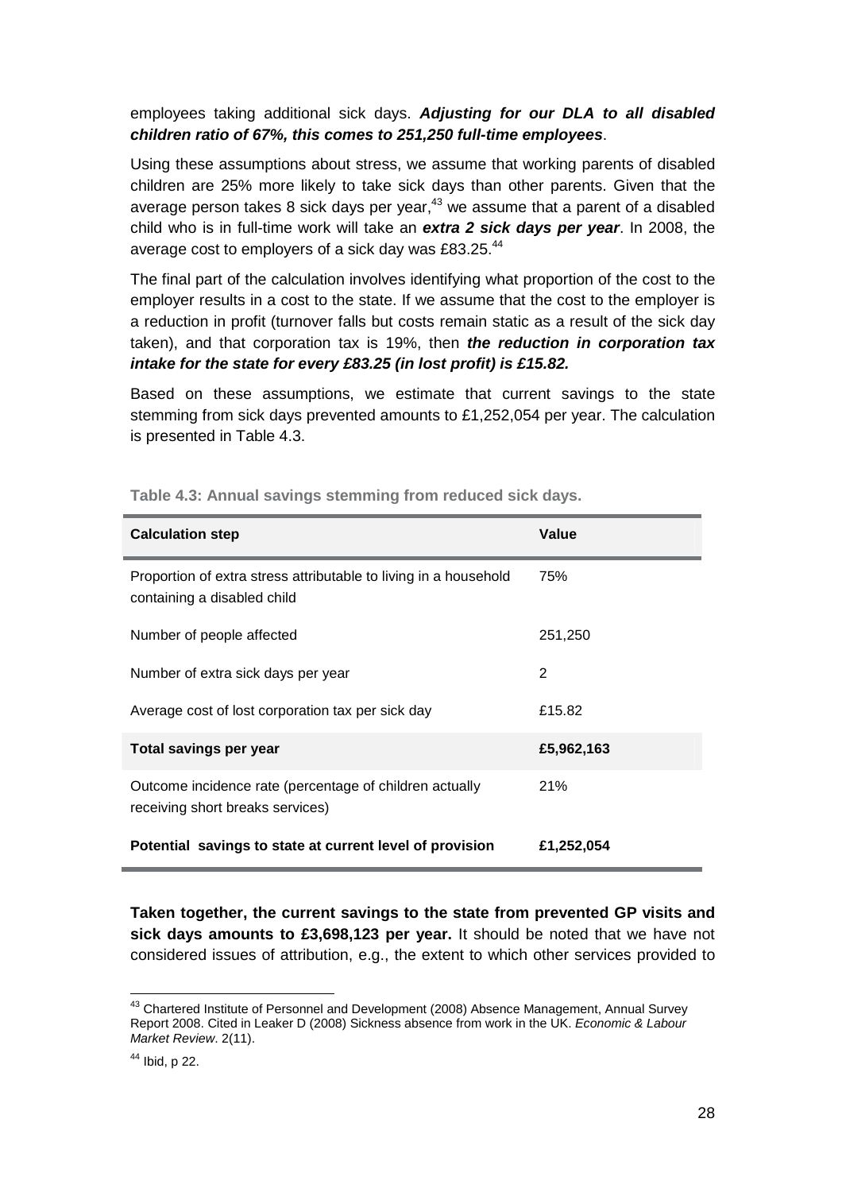employees taking additional sick days. ***Adjusting for our DLA to all disabled children ratio of 67%, this comes to 251,250 full-time employees***.

Using these assumptions about stress, we assume that working parents of disabled children are 25% more likely to take sick days than other parents. Given that the average person takes 8 sick days per year,[43] we assume that a parent of a disabled child who is in full-time work will take an ***extra 2 sick days per year***. In 2008, the average cost to employers of a sick day was £83.25.[44]

The final part of the calculation involves identifying what proportion of the cost to the employer results in a cost to the state. If we assume that the cost to the employer is a reduction in profit (turnover falls but costs remain static as a result of the sick day taken), and that corporation tax is 19%, then ***the reduction in corporation tax intake for the state for every £83.25 (in lost profit) is £15.82.***

Based on these assumptions, we estimate that current savings to the state stemming from sick days prevented amounts to £1,252,054 per year. The calculation is presented in Table 4.3.

**Table 4.3: Annual savings stemming from reduced sick days.**

| Calculation step | Value |
|---|---|
| Proportion of extra stress attributable to living in a household containing a disabled child | 75% |
| Number of people affected | 251,250 |
| Number of extra sick days per year | 2 |
| Average cost of lost corporation tax per sick day | £15.82 |
| **Total savings per year** | **£5,962,163** |
| Outcome incidence rate (percentage of children actually receiving short breaks services) | 21% |
| **Potential savings to state at current level of provision** | **£1,252,054** |

**Taken together, the current savings to the state from prevented GP visits and sick days amounts to £3,698,123 per year.** It should be noted that we have not considered issues of attribution, e.g., the extent to which other services provided to

[43] Chartered Institute of Personnel and Development (2008) Absence Management, Annual Survey Report 2008. Cited in Leaker D (2008) Sickness absence from work in the UK. *Economic & Labour Market Review*. 2(11).

[44] Ibid, p 22.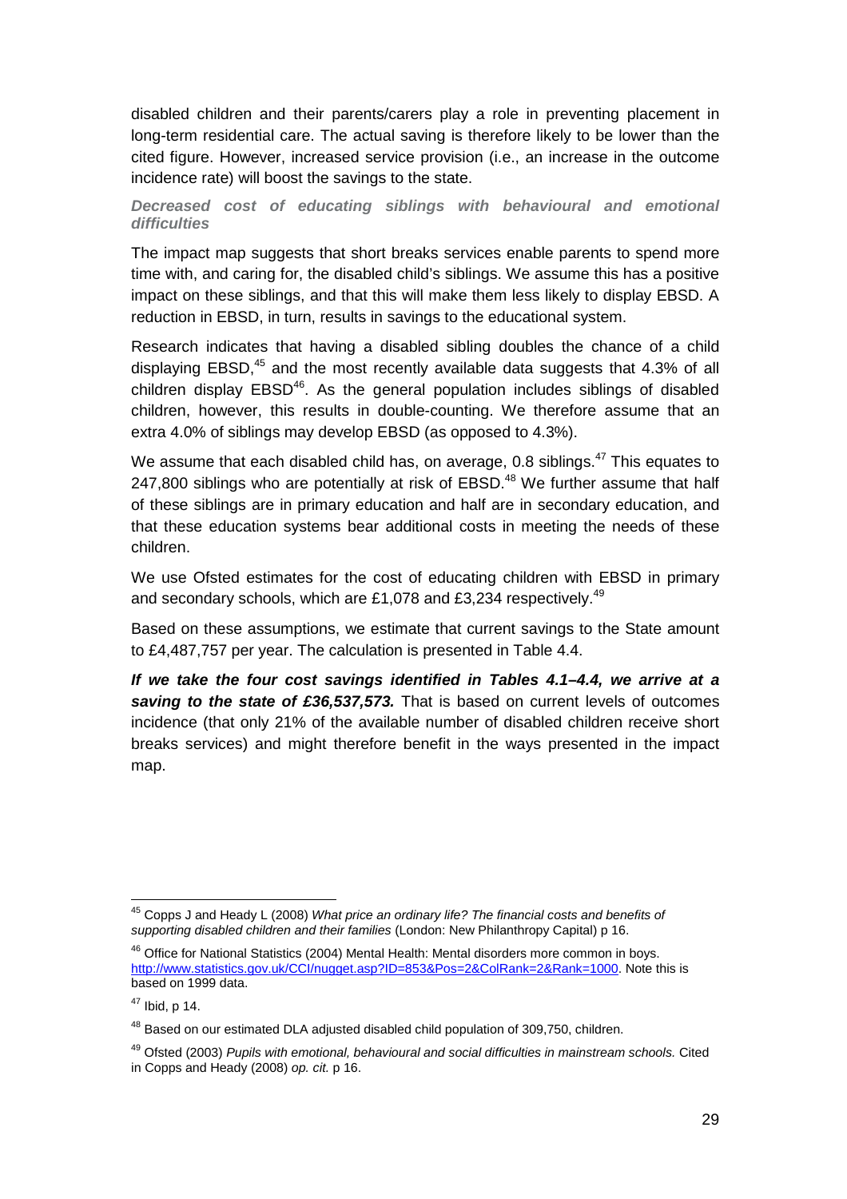disabled children and their parents/carers play a role in preventing placement in long-term residential care. The actual saving is therefore likely to be lower than the cited figure. However, increased service provision (i.e., an increase in the outcome incidence rate) will boost the savings to the state.

### *Decreased cost of educating siblings with behavioural and emotional difficulties*

The impact map suggests that short breaks services enable parents to spend more time with, and caring for, the disabled child's siblings. We assume this has a positive impact on these siblings, and that this will make them less likely to display EBSD. A reduction in EBSD, in turn, results in savings to the educational system.

Research indicates that having a disabled sibling doubles the chance of a child displaying EBSD,[45] and the most recently available data suggests that 4.3% of all children display EBSD[46]. As the general population includes siblings of disabled children, however, this results in double-counting. We therefore assume that an extra 4.0% of siblings may develop EBSD (as opposed to 4.3%).

We assume that each disabled child has, on average, 0.8 siblings.[47] This equates to 247,800 siblings who are potentially at risk of EBSD.[48] We further assume that half of these siblings are in primary education and half are in secondary education, and that these education systems bear additional costs in meeting the needs of these children.

We use Ofsted estimates for the cost of educating children with EBSD in primary and secondary schools, which are £1,078 and £3,234 respectively.[49]

Based on these assumptions, we estimate that current savings to the State amount to £4,487,757 per year. The calculation is presented in Table 4.4.

***If we take the four cost savings identified in Tables 4.1–4.4, we arrive at a saving to the state of £36,537,573.*** That is based on current levels of outcomes incidence (that only 21% of the available number of disabled children receive short breaks services) and might therefore benefit in the ways presented in the impact map.

---

[45] Copps J and Heady L (2008) *What price an ordinary life? The financial costs and benefits of supporting disabled children and their families* (London: New Philanthropy Capital) p 16.

[46] Office for National Statistics (2004) Mental Health: Mental disorders more common in boys. http://www.statistics.gov.uk/CCI/nugget.asp?ID=853&Pos=2&ColRank=2&Rank=1000. Note this is based on 1999 data.

[47] Ibid, p 14.

[48] Based on our estimated DLA adjusted disabled child population of 309,750, children.

[49] Ofsted (2003) *Pupils with emotional, behavioural and social difficulties in mainstream schools.* Cited in Copps and Heady (2008) *op. cit.* p 16.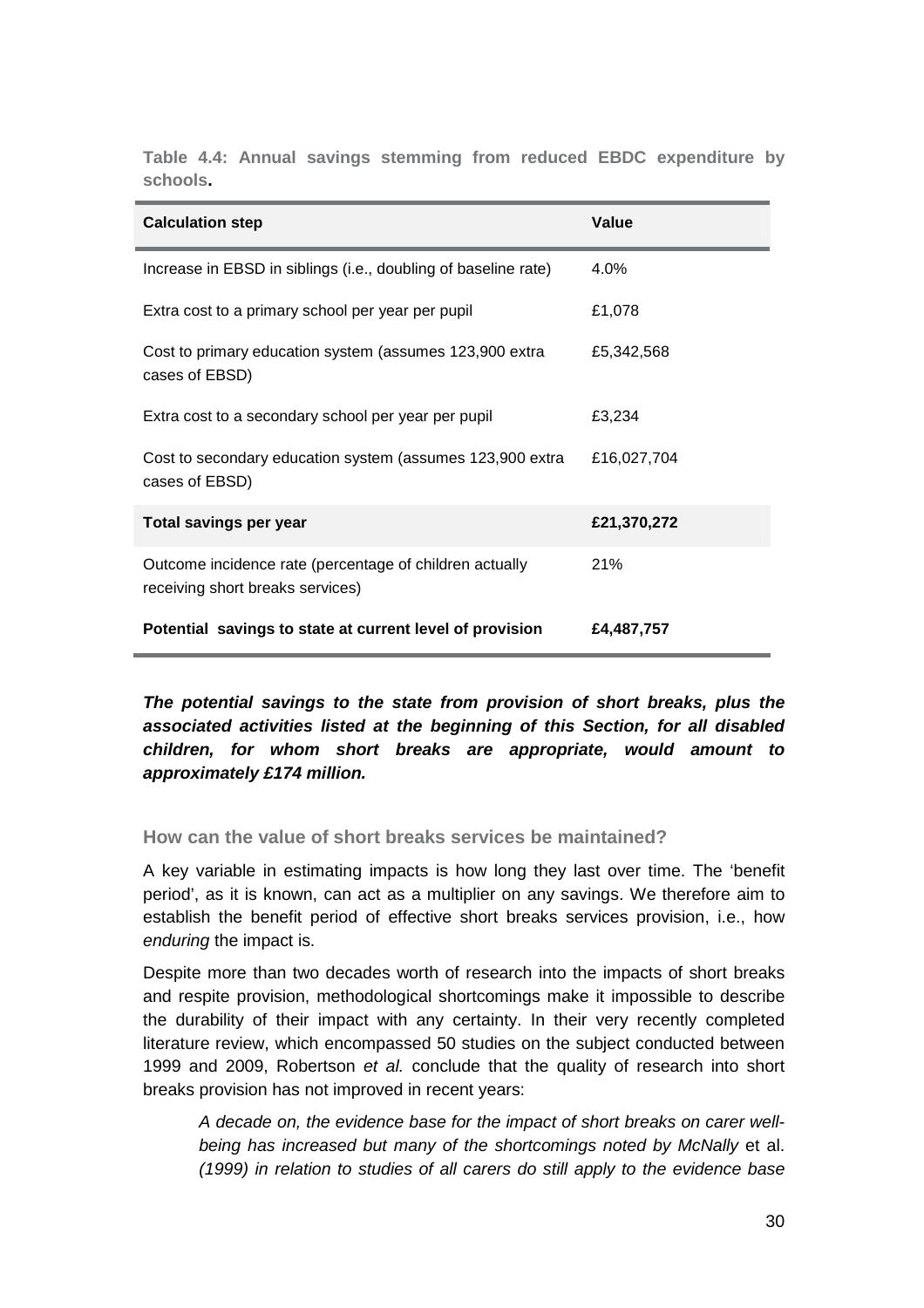**Table 4.4: Annual savings stemming from reduced EBDC expenditure by schools.**

| Calculation step | Value |
|---|---|
| Increase in EBSD in siblings (i.e., doubling of baseline rate) | 4.0% |
| Extra cost to a primary school per year per pupil | £1,078 |
| Cost to primary education system (assumes 123,900 extra cases of EBSD) | £5,342,568 |
| Extra cost to a secondary school per year per pupil | £3,234 |
| Cost to secondary education system (assumes 123,900 extra cases of EBSD) | £16,027,704 |
| **Total savings per year** | **£21,370,272** |
| Outcome incidence rate (percentage of children actually receiving short breaks services) | 21% |
| **Potential savings to state at current level of provision** | **£4,487,757** |

***The potential savings to the state from provision of short breaks, plus the associated activities listed at the beginning of this Section, for all disabled children, for whom short breaks are appropriate, would amount to approximately £174 million.***

### How can the value of short breaks services be maintained?

A key variable in estimating impacts is how long they last over time. The 'benefit period', as it is known, can act as a multiplier on any savings. We therefore aim to establish the benefit period of effective short breaks services provision, i.e., how *enduring* the impact is.

Despite more than two decades worth of research into the impacts of short breaks and respite provision, methodological shortcomings make it impossible to describe the durability of their impact with any certainty. In their very recently completed literature review, which encompassed 50 studies on the subject conducted between 1999 and 2009, Robertson *et al.* conclude that the quality of research into short breaks provision has not improved in recent years:

> *A decade on, the evidence base for the impact of short breaks on carer well-being has increased but many of the shortcomings noted by McNally* et al. *(1999) in relation to studies of all carers do still apply to the evidence base*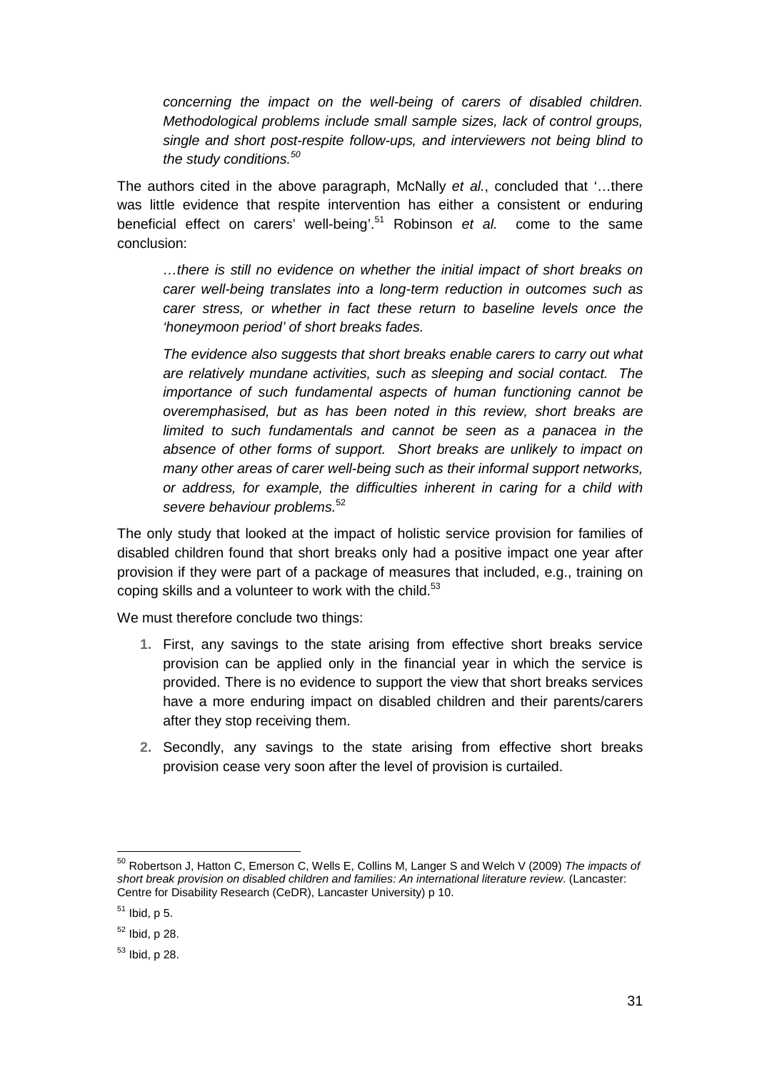> *concerning the impact on the well-being of carers of disabled children. Methodological problems include small sample sizes, lack of control groups, single and short post-respite follow-ups, and interviewers not being blind to the study conditions.*[50]

The authors cited in the above paragraph, McNally *et al.*, concluded that '…there was little evidence that respite intervention has either a consistent or enduring beneficial effect on carers' well-being'.[51] Robinson *et al.* come to the same conclusion:

> *…there is still no evidence on whether the initial impact of short breaks on carer well-being translates into a long-term reduction in outcomes such as carer stress, or whether in fact these return to baseline levels once the 'honeymoon period' of short breaks fades.*
>
> *The evidence also suggests that short breaks enable carers to carry out what are relatively mundane activities, such as sleeping and social contact. The importance of such fundamental aspects of human functioning cannot be overemphasised, but as has been noted in this review, short breaks are limited to such fundamentals and cannot be seen as a panacea in the absence of other forms of support. Short breaks are unlikely to impact on many other areas of carer well-being such as their informal support networks, or address, for example, the difficulties inherent in caring for a child with severe behaviour problems.*[52]

The only study that looked at the impact of holistic service provision for families of disabled children found that short breaks only had a positive impact one year after provision if they were part of a package of measures that included, e.g., training on coping skills and a volunteer to work with the child.[53]

We must therefore conclude two things:

1. First, any savings to the state arising from effective short breaks service provision can be applied only in the financial year in which the service is provided. There is no evidence to support the view that short breaks services have a more enduring impact on disabled children and their parents/carers after they stop receiving them.
2. Secondly, any savings to the state arising from effective short breaks provision cease very soon after the level of provision is curtailed.

---

[50] Robertson J, Hatton C, Emerson C, Wells E, Collins M, Langer S and Welch V (2009) *The impacts of short break provision on disabled children and families: An international literature review*. (Lancaster: Centre for Disability Research (CeDR), Lancaster University) p 10.

[51] Ibid, p 5.

[52] Ibid, p 28.

[53] Ibid, p 28.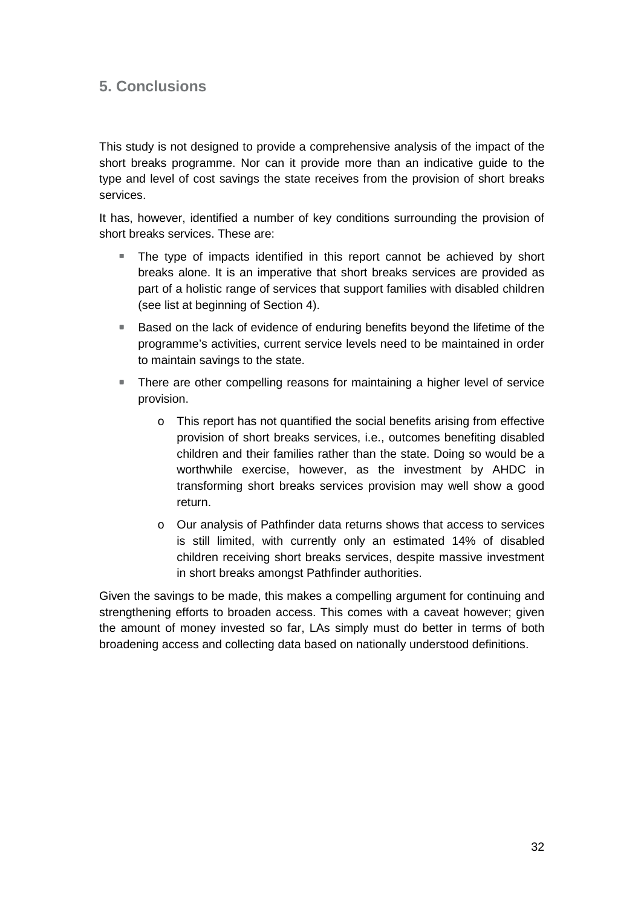## 5. Conclusions

This study is not designed to provide a comprehensive analysis of the impact of the short breaks programme. Nor can it provide more than an indicative guide to the type and level of cost savings the state receives from the provision of short breaks services.

It has, however, identified a number of key conditions surrounding the provision of short breaks services. These are:

- The type of impacts identified in this report cannot be achieved by short breaks alone. It is an imperative that short breaks services are provided as part of a holistic range of services that support families with disabled children (see list at beginning of Section 4).
- Based on the lack of evidence of enduring benefits beyond the lifetime of the programme's activities, current service levels need to be maintained in order to maintain savings to the state.
- There are other compelling reasons for maintaining a higher level of service provision.
  - This report has not quantified the social benefits arising from effective provision of short breaks services, i.e., outcomes benefiting disabled children and their families rather than the state. Doing so would be a worthwhile exercise, however, as the investment by AHDC in transforming short breaks services provision may well show a good return.
  - Our analysis of Pathfinder data returns shows that access to services is still limited, with currently only an estimated 14% of disabled children receiving short breaks services, despite massive investment in short breaks amongst Pathfinder authorities.

Given the savings to be made, this makes a compelling argument for continuing and strengthening efforts to broaden access. This comes with a caveat however; given the amount of money invested so far, LAs simply must do better in terms of both broadening access and collecting data based on nationally understood definitions.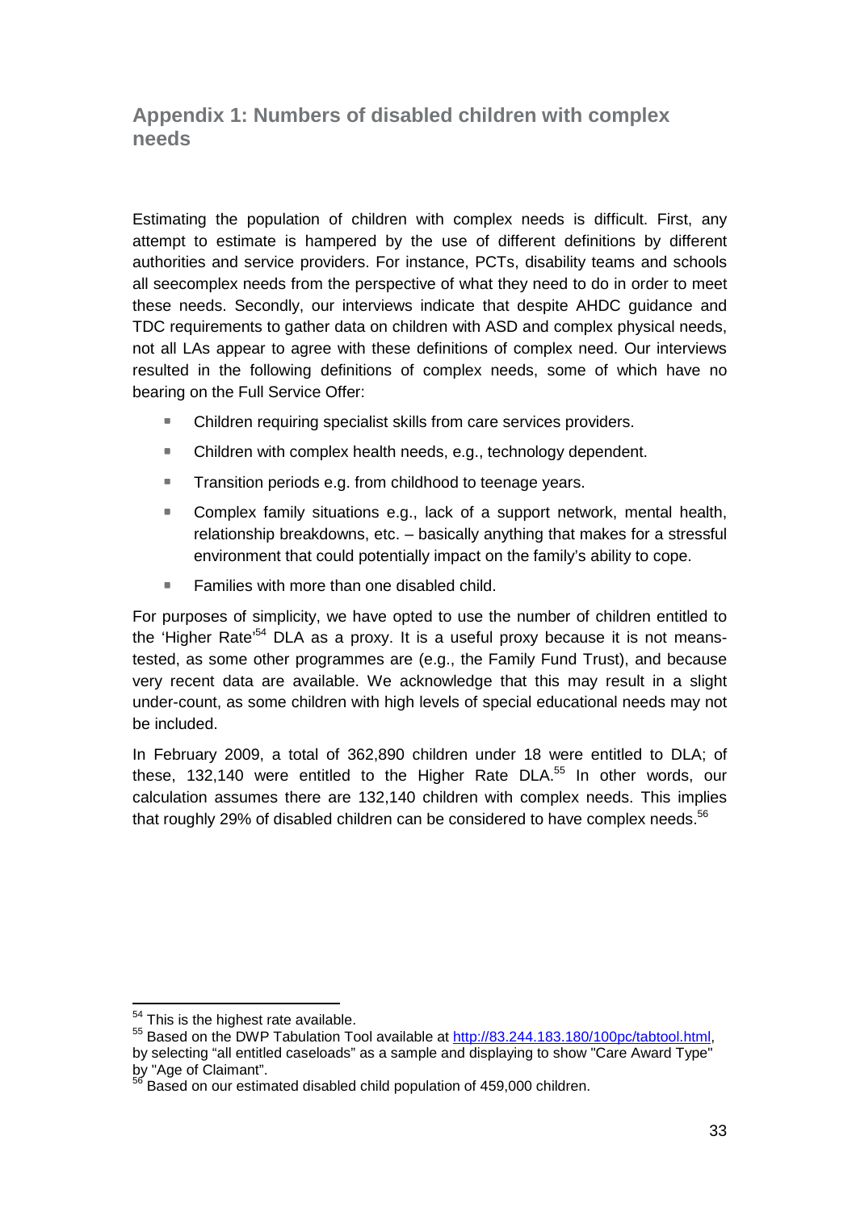## Appendix 1: Numbers of disabled children with complex needs

Estimating the population of children with complex needs is difficult. First, any attempt to estimate is hampered by the use of different definitions by different authorities and service providers. For instance, PCTs, disability teams and schools all seecomplex needs from the perspective of what they need to do in order to meet these needs. Secondly, our interviews indicate that despite AHDC guidance and TDC requirements to gather data on children with ASD and complex physical needs, not all LAs appear to agree with these definitions of complex need. Our interviews resulted in the following definitions of complex needs, some of which have no bearing on the Full Service Offer:

- Children requiring specialist skills from care services providers.
- Children with complex health needs, e.g., technology dependent.
- Transition periods e.g. from childhood to teenage years.
- Complex family situations e.g., lack of a support network, mental health, relationship breakdowns, etc. – basically anything that makes for a stressful environment that could potentially impact on the family's ability to cope.
- Families with more than one disabled child.

For purposes of simplicity, we have opted to use the number of children entitled to the 'Higher Rate'[54] DLA as a proxy. It is a useful proxy because it is not means-tested, as some other programmes are (e.g., the Family Fund Trust), and because very recent data are available. We acknowledge that this may result in a slight under-count, as some children with high levels of special educational needs may not be included.

In February 2009, a total of 362,890 children under 18 were entitled to DLA; of these, 132,140 were entitled to the Higher Rate DLA.[55] In other words, our calculation assumes there are 132,140 children with complex needs. This implies that roughly 29% of disabled children can be considered to have complex needs.[56]

---

[54] This is the highest rate available.

[55] Based on the DWP Tabulation Tool available at http://83.244.183.180/100pc/tabtool.html, by selecting "all entitled caseloads" as a sample and displaying to show "Care Award Type" by "Age of Claimant".

[56] Based on our estimated disabled child population of 459,000 children.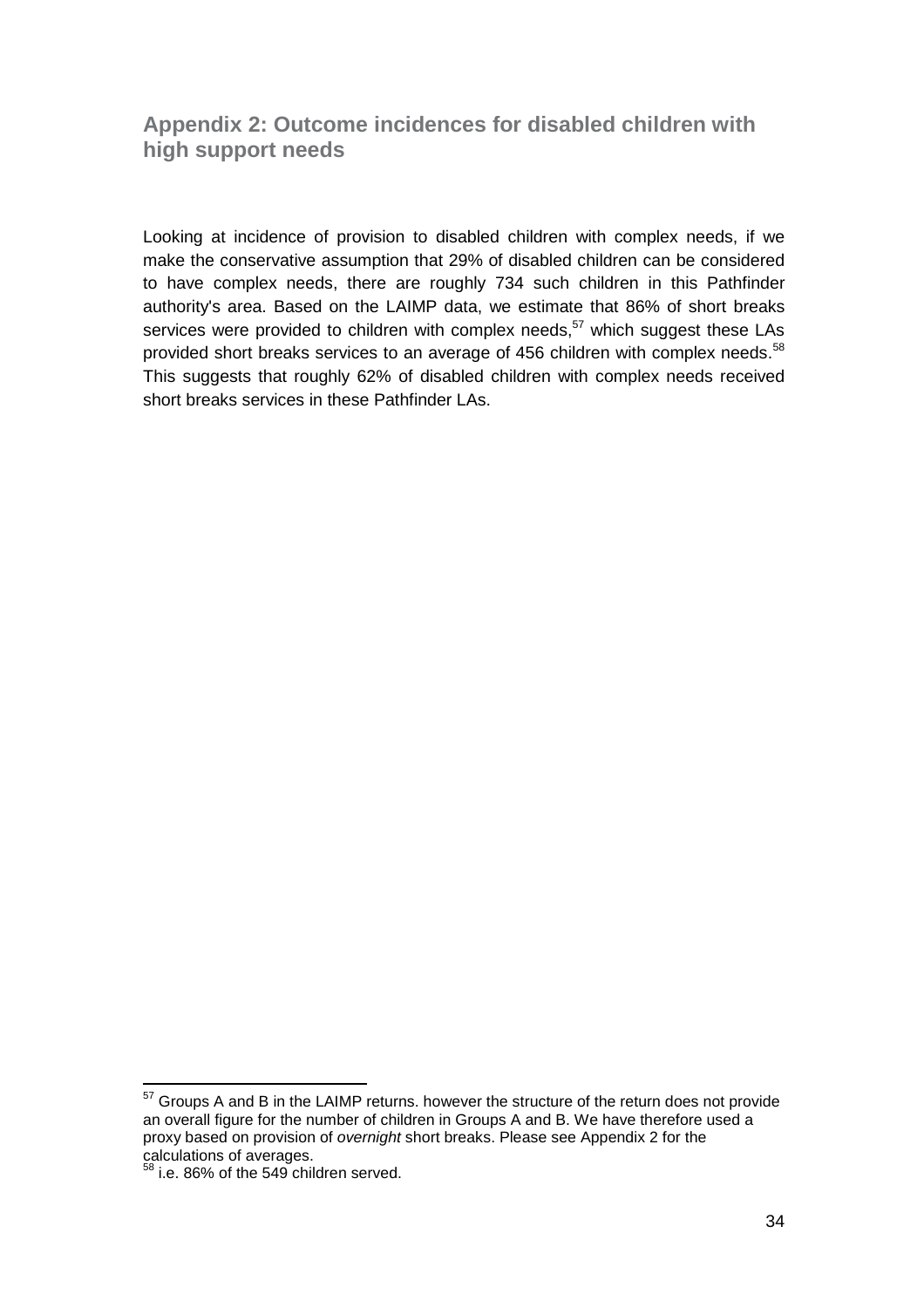## Appendix 2: Outcome incidences for disabled children with high support needs

Looking at incidence of provision to disabled children with complex needs, if we make the conservative assumption that 29% of disabled children can be considered to have complex needs, there are roughly 734 such children in this Pathfinder authority's area. Based on the LAIMP data, we estimate that 86% of short breaks services were provided to children with complex needs,[57] which suggest these LAs provided short breaks services to an average of 456 children with complex needs.[58] This suggests that roughly 62% of disabled children with complex needs received short breaks services in these Pathfinder LAs.

[57] Groups A and B in the LAIMP returns. however the structure of the return does not provide an overall figure for the number of children in Groups A and B. We have therefore used a proxy based on provision of *overnight* short breaks. Please see Appendix 2 for the calculations of averages.

[58] i.e. 86% of the 549 children served.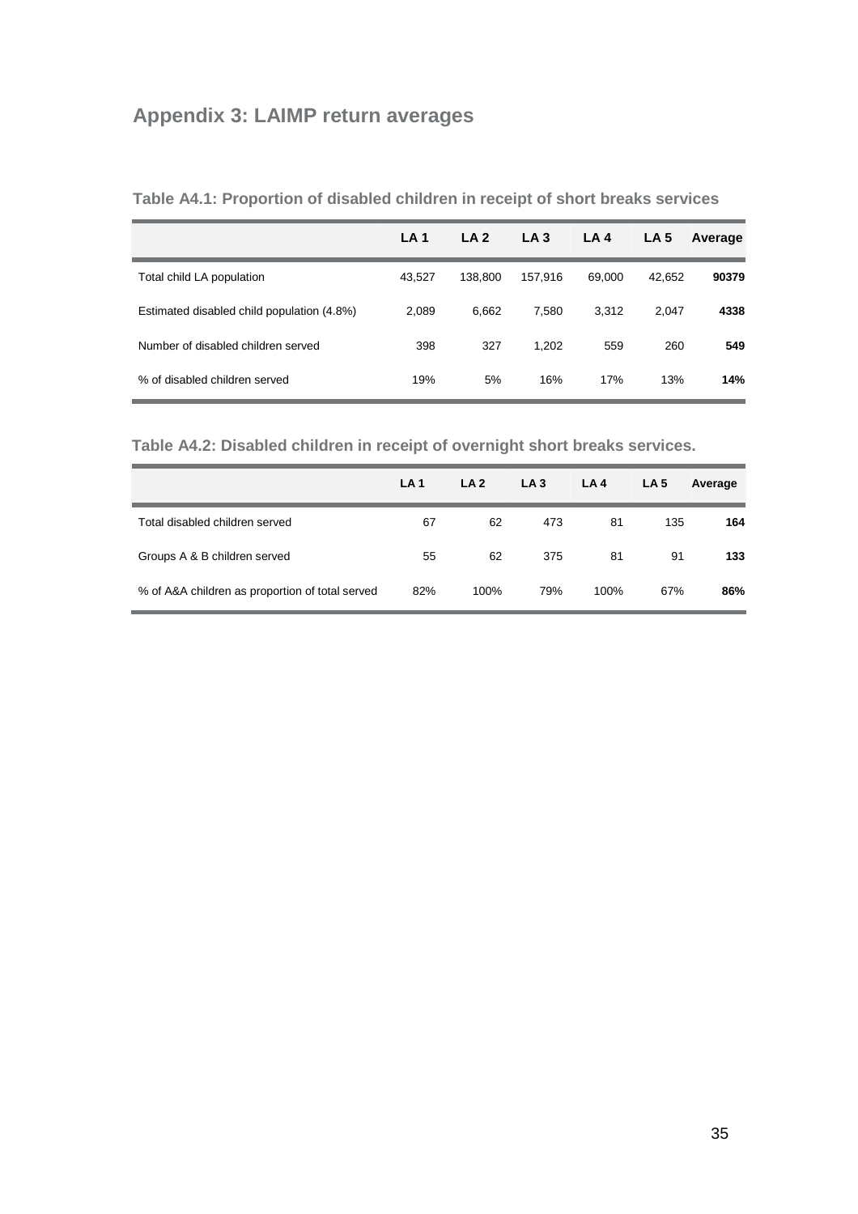## Appendix 3: LAIMP return averages

### Table A4.1: Proportion of disabled children in receipt of short breaks services

| | LA 1 | LA 2 | LA 3 | LA 4 | LA 5 | Average |
|---|---|---|---|---|---|---|
| Total child LA population | 43,527 | 138,800 | 157,916 | 69,000 | 42,652 | **90379** |
| Estimated disabled child population (4.8%) | 2,089 | 6,662 | 7,580 | 3,312 | 2,047 | **4338** |
| Number of disabled children served | 398 | 327 | 1,202 | 559 | 260 | **549** |
| % of disabled children served | 19% | 5% | 16% | 17% | 13% | **14%** |

### Table A4.2: Disabled children in receipt of overnight short breaks services.

| | LA 1 | LA 2 | LA 3 | LA 4 | LA 5 | Average |
|---|---|---|---|---|---|---|
| Total disabled children served | 67 | 62 | 473 | 81 | 135 | **164** |
| Groups A & B children served | 55 | 62 | 375 | 81 | 91 | **133** |
| % of A&A children as proportion of total served | 82% | 100% | 79% | 100% | 67% | **86%** |